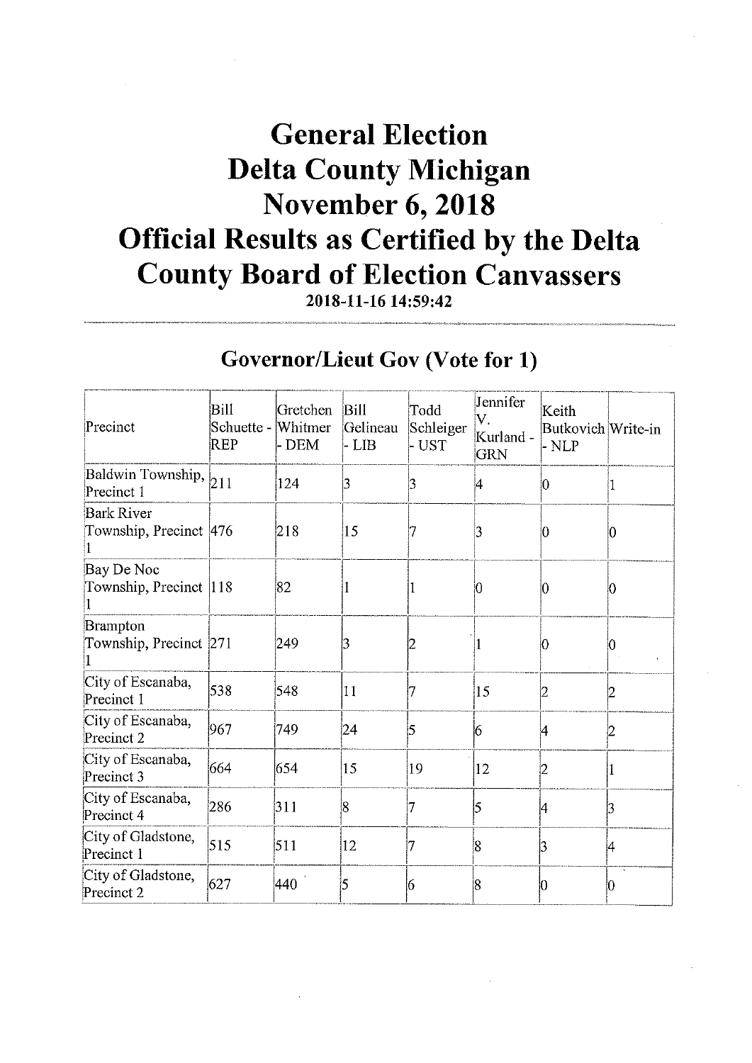# General Election
# Delta County Michigan
# November 6, 2018
# Official Results as Certified by the Delta County Board of Election Canvassers

**2018-11-16 14:59:42**

## Governor/Lieut Gov (Vote for 1)

| Precinct | Bill Schuette - REP | Gretchen Whitmer - DEM | Bill Gelineau - LIB | Todd Schleiger - UST | Jennifer V. Kurland - GRN | Keith Butkovich - NLP | Write-in |
|---|---|---|---|---|---|---|---|
| Baldwin Township, Precinct 1 | 211 | 124 | 3 | 3 | 4 | 0 | 1 |
| Bark River Township, Precinct 1 | 476 | 218 | 15 | 7 | 3 | 0 | 0 |
| Bay De Noc Township, Precinct 1 | 118 | 82 | 1 | 1 | 0 | 0 | 0 |
| Brampton Township, Precinct 1 | 271 | 249 | 3 | 2 | 1 | 0 | 0 |
| City of Escanaba, Precinct 1 | 538 | 548 | 11 | 7 | 15 | 2 | 2 |
| City of Escanaba, Precinct 2 | 967 | 749 | 24 | 5 | 6 | 4 | 2 |
| City of Escanaba, Precinct 3 | 664 | 654 | 15 | 19 | 12 | 2 | 1 |
| City of Escanaba, Precinct 4 | 286 | 311 | 8 | 7 | 5 | 4 | 3 |
| City of Gladstone, Precinct 1 | 515 | 511 | 12 | 7 | 8 | 3 | 4 |
| City of Gladstone, Precinct 2 | 627 | 440 | 5 | 6 | 8 | 0 | 0 |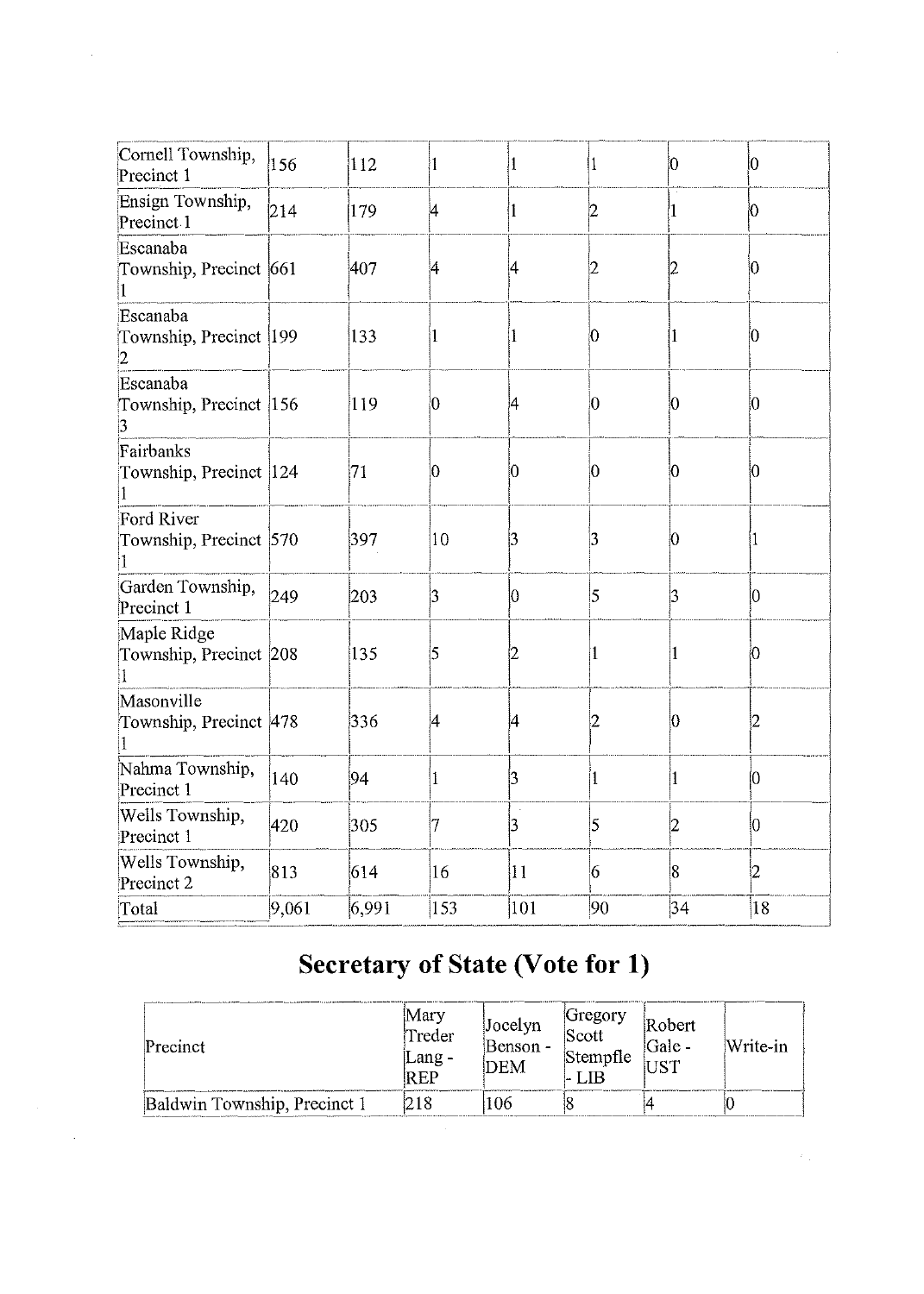| | | | | | | | |
|---|---|---|---|---|---|---|---|
| Cornell Township, Precinct 1 | 156 | 112 | 1 | 1 | 1 | 0 | 0 |
| Ensign Township, Precinct 1 | 214 | 179 | 4 | 1 | 2 | 1 | 0 |
| Escanaba Township, Precinct 1 | 661 | 407 | 4 | 4 | 2 | 2 | 0 |
| Escanaba Township, Precinct 2 | 199 | 133 | 1 | 1 | 0 | 1 | 0 |
| Escanaba Township, Precinct 3 | 156 | 119 | 0 | 4 | 0 | 0 | 0 |
| Fairbanks Township, Precinct 1 | 124 | 71 | 0 | 0 | 0 | 0 | 0 |
| Ford River Township, Precinct 1 | 570 | 397 | 10 | 3 | 3 | 0 | 1 |
| Garden Township, Precinct 1 | 249 | 203 | 3 | 0 | 5 | 3 | 0 |
| Maple Ridge Township, Precinct 1 | 208 | 135 | 5 | 2 | 1 | 1 | 0 |
| Masonville Township, Precinct 1 | 478 | 336 | 4 | 4 | 2 | 0 | 2 |
| Nahma Township, Precinct 1 | 140 | 94 | 1 | 3 | 1 | 1 | 0 |
| Wells Township, Precinct 1 | 420 | 305 | 7 | 3 | 5 | 2 | 0 |
| Wells Township, Precinct 2 | 813 | 614 | 16 | 11 | 6 | 8 | 2 |
| Total | 9,061 | 6,991 | 153 | 101 | 90 | 34 | 18 |

# Secretary of State (Vote for 1)

| Precinct | Mary Treder Lang - REP | Jocelyn Benson - DEM | Gregory Scott Stempfle - LIB | Robert Gale - UST | Write-in |
|---|---|---|---|---|---|
| Baldwin Township, Precinct 1 | 218 | 106 | 8 | 4 | 0 |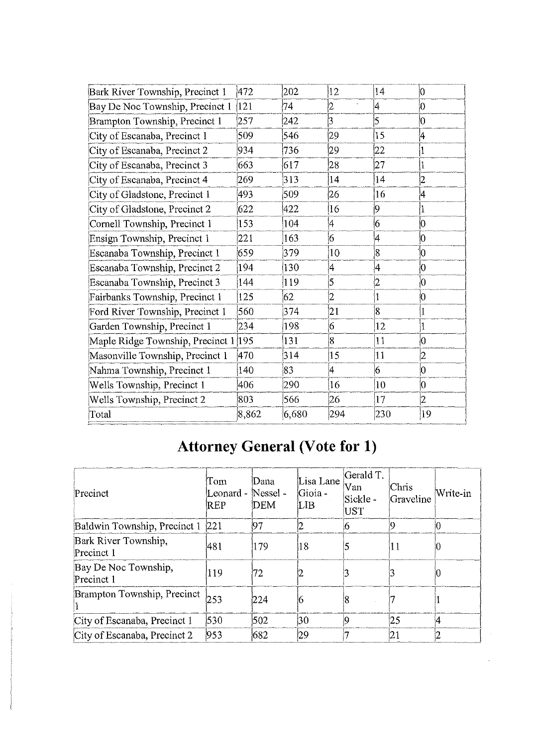| | | | | | |
|---|---|---|---|---|---|
| Bark River Township, Precinct 1 | 472 | 202 | 12 | 14 | 0 |
| Bay De Noc Township, Precinct 1 | 121 | 74 | 2 | 4 | 0 |
| Brampton Township, Precinct 1 | 257 | 242 | 3 | 5 | 0 |
| City of Escanaba, Precinct 1 | 509 | 546 | 29 | 15 | 4 |
| City of Escanaba, Precinct 2 | 934 | 736 | 29 | 22 | 1 |
| City of Escanaba, Precinct 3 | 663 | 617 | 28 | 27 | 1 |
| City of Escanaba, Precinct 4 | 269 | 313 | 14 | 14 | 2 |
| City of Gladstone, Precinct 1 | 493 | 509 | 26 | 16 | 4 |
| City of Gladstone, Precinct 2 | 622 | 422 | 16 | 9 | 1 |
| Cornell Township, Precinct 1 | 153 | 104 | 4 | 6 | 0 |
| Ensign Township, Precinct 1 | 221 | 163 | 6 | 4 | 0 |
| Escanaba Township, Precinct 1 | 659 | 379 | 10 | 8 | 0 |
| Escanaba Township, Precinct 2 | 194 | 130 | 4 | 4 | 0 |
| Escanaba Township, Precinct 3 | 144 | 119 | 5 | 2 | 0 |
| Fairbanks Township, Precinct 1 | 125 | 62 | 2 | 1 | 0 |
| Ford River Township, Precinct 1 | 560 | 374 | 21 | 8 | 1 |
| Garden Township, Precinct 1 | 234 | 198 | 6 | 12 | 1 |
| Maple Ridge Township, Precinct 1 | 195 | 131 | 8 | 11 | 0 |
| Masonville Township, Precinct 1 | 470 | 314 | 15 | 11 | 2 |
| Nahma Township, Precinct 1 | 140 | 83 | 4 | 6 | 0 |
| Wells Township, Precinct 1 | 406 | 290 | 16 | 10 | 0 |
| Wells Township, Precinct 2 | 803 | 566 | 26 | 17 | 2 |
| Total | 8,862 | 6,680 | 294 | 230 | 19 |

# Attorney General (Vote for 1)

| Precinct | Tom Leonard - REP | Dana Nessel - DEM | Lisa Lane Gioia - LIB | Gerald T. Van Sickle - UST | Chris Graveline | Write-in |
|---|---|---|---|---|---|---|
| Baldwin Township, Precinct 1 | 221 | 97 | 2 | 6 | 9 | 0 |
| Bark River Township, Precinct 1 | 481 | 179 | 18 | 5 | 11 | 0 |
| Bay De Noc Township, Precinct 1 | 119 | 72 | 2 | 3 | 3 | 0 |
| Brampton Township, Precinct 1 | 253 | 224 | 6 | 8 | 7 | 1 |
| City of Escanaba, Precinct 1 | 530 | 502 | 30 | 9 | 25 | 4 |
| City of Escanaba, Precinct 2 | 953 | 682 | 29 | 7 | 21 | 2 |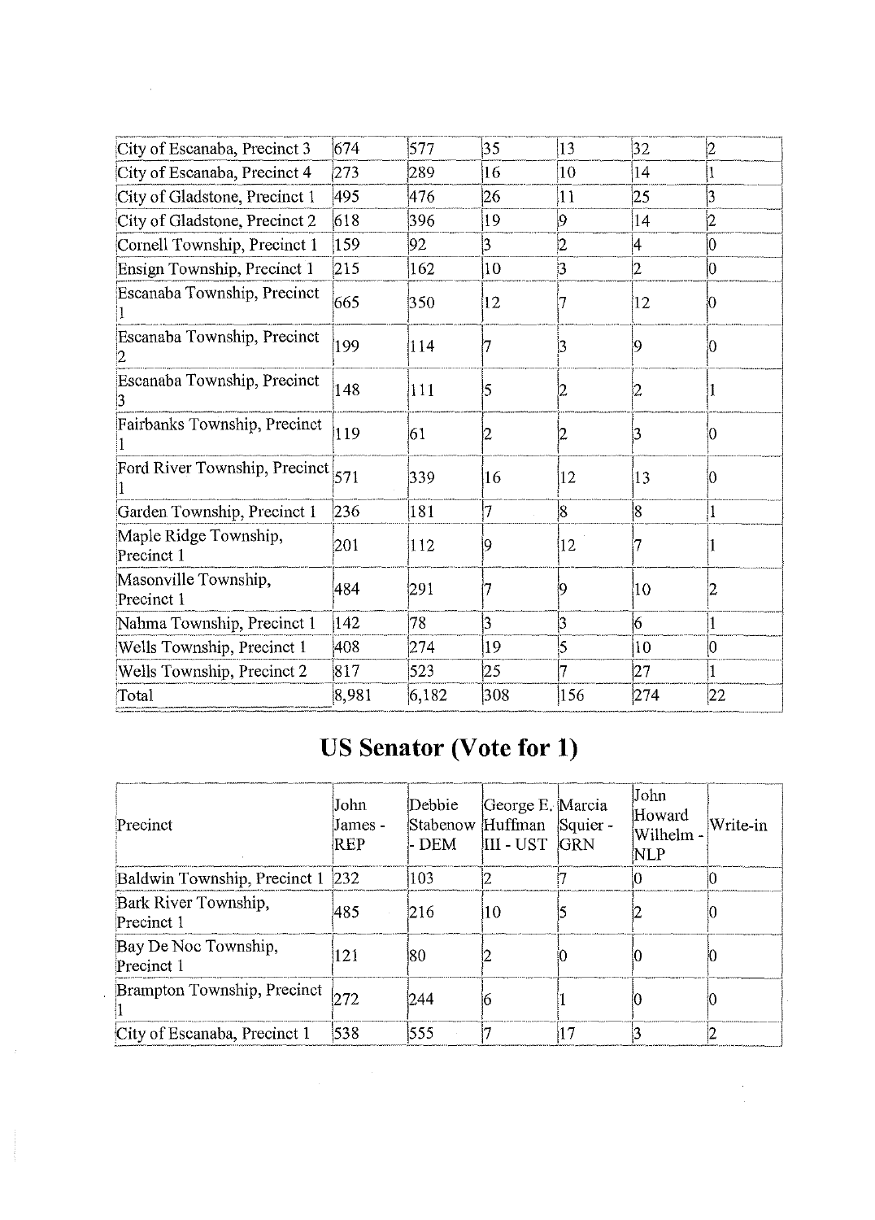| City of Escanaba, Precinct 3 | 674 | 577 | 35 | 13 | 32 | 2 |
|---|---|---|---|---|---|---|
| City of Escanaba, Precinct 4 | 273 | 289 | 16 | 10 | 14 | 1 |
| City of Gladstone, Precinct 1 | 495 | 476 | 26 | 11 | 25 | 3 |
| City of Gladstone, Precinct 2 | 618 | 396 | 19 | 9 | 14 | 2 |
| Cornell Township, Precinct 1 | 159 | 92 | 3 | 2 | 4 | 0 |
| Ensign Township, Precinct 1 | 215 | 162 | 10 | 3 | 2 | 0 |
| Escanaba Township, Precinct 1 | 665 | 350 | 12 | 7 | 12 | 0 |
| Escanaba Township, Precinct 2 | 199 | 114 | 7 | 3 | 9 | 0 |
| Escanaba Township, Precinct 3 | 148 | 111 | 5 | 2 | 2 | 1 |
| Fairbanks Township, Precinct 1 | 119 | 61 | 2 | 2 | 3 | 0 |
| Ford River Township, Precinct 1 | 571 | 339 | 16 | 12 | 13 | 0 |
| Garden Township, Precinct 1 | 236 | 181 | 7 | 8 | 8 | 1 |
| Maple Ridge Township, Precinct 1 | 201 | 112 | 9 | 12 | 7 | 1 |
| Masonville Township, Precinct 1 | 484 | 291 | 7 | 9 | 10 | 2 |
| Nahma Township, Precinct 1 | 142 | 78 | 3 | 3 | 6 | 1 |
| Wells Township, Precinct 1 | 408 | 274 | 19 | 5 | 10 | 0 |
| Wells Township, Precinct 2 | 817 | 523 | 25 | 7 | 27 | 1 |
| Total | 8,981 | 6,182 | 308 | 156 | 274 | 22 |

# US Senator (Vote for 1)

| Precinct | John James - REP | Debbie Stabenow - DEM | George E. Huffman III - UST | Marcia Squier - GRN | John Howard Wilhelm - NLP | Write-in |
|---|---|---|---|---|---|---|
| Baldwin Township, Precinct 1 | 232 | 103 | 2 | 7 | 0 | 0 |
| Bark River Township, Precinct 1 | 485 | 216 | 10 | 5 | 2 | 0 |
| Bay De Noc Township, Precinct 1 | 121 | 80 | 2 | 0 | 0 | 0 |
| Brampton Township, Precinct 1 | 272 | 244 | 6 | 1 | 0 | 0 |
| City of Escanaba, Precinct 1 | 538 | 555 | 7 | 17 | 3 | 2 |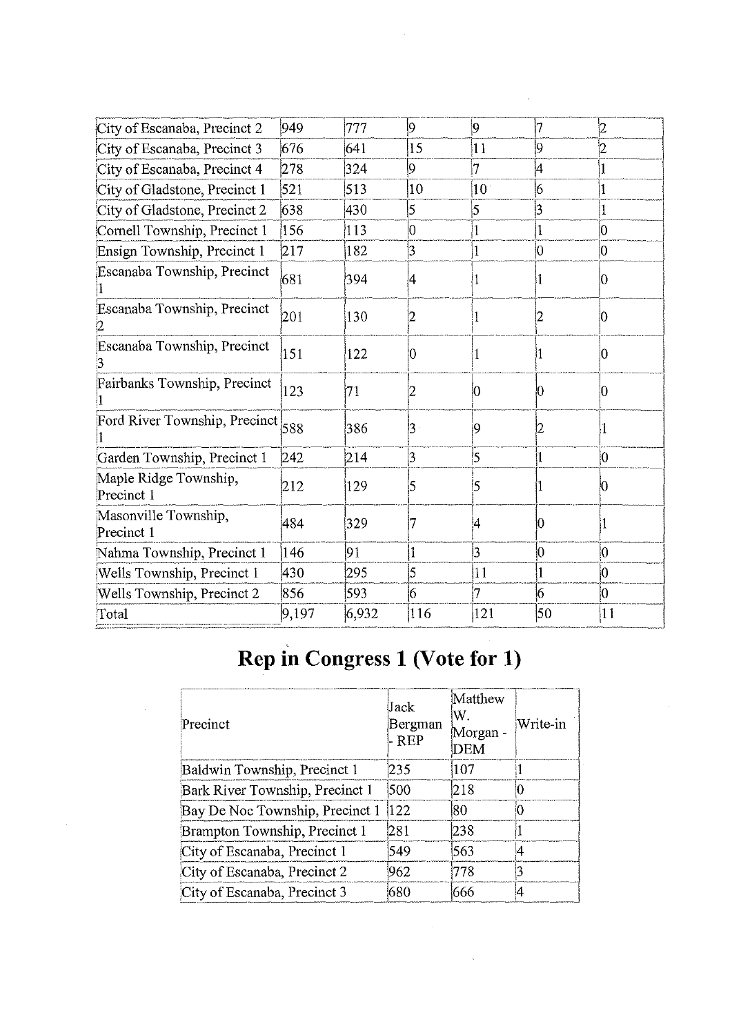| | | | | | | |
|---|---|---|---|---|---|---|
| City of Escanaba, Precinct 2 | 949 | 777 | 9 | 9 | 7 | 2 |
| City of Escanaba, Precinct 3 | 676 | 641 | 15 | 11 | 9 | 2 |
| City of Escanaba, Precinct 4 | 278 | 324 | 9 | 7 | 4 | 1 |
| City of Gladstone, Precinct 1 | 521 | 513 | 10 | 10 | 6 | 1 |
| City of Gladstone, Precinct 2 | 638 | 430 | 5 | 5 | 3 | 1 |
| Cornell Township, Precinct 1 | 156 | 113 | 0 | 1 | 1 | 0 |
| Ensign Township, Precinct 1 | 217 | 182 | 3 | 1 | 0 | 0 |
| Escanaba Township, Precinct 1 | 681 | 394 | 4 | 1 | 1 | 0 |
| Escanaba Township, Precinct 2 | 201 | 130 | 2 | 1 | 2 | 0 |
| Escanaba Township, Precinct 3 | 151 | 122 | 0 | 1 | 1 | 0 |
| Fairbanks Township, Precinct 1 | 123 | 71 | 2 | 0 | 0 | 0 |
| Ford River Township, Precinct 1 | 588 | 386 | 3 | 9 | 2 | 1 |
| Garden Township, Precinct 1 | 242 | 214 | 3 | 5 | 1 | 0 |
| Maple Ridge Township, Precinct 1 | 212 | 129 | 5 | 5 | 1 | 0 |
| Masonville Township, Precinct 1 | 484 | 329 | 7 | 4 | 0 | 1 |
| Nahma Township, Precinct 1 | 146 | 91 | 1 | 3 | 0 | 0 |
| Wells Township, Precinct 1 | 430 | 295 | 5 | 11 | 1 | 0 |
| Wells Township, Precinct 2 | 856 | 593 | 6 | 7 | 6 | 0 |
| Total | 9,197 | 6,932 | 116 | 121 | 50 | 11 |

# Rep in Congress 1 (Vote for 1)

| Precinct | Jack Bergman - REP | Matthew W. Morgan - DEM | Write-in |
|---|---|---|---|
| Baldwin Township, Precinct 1 | 235 | 107 | 1 |
| Bark River Township, Precinct 1 | 500 | 218 | 0 |
| Bay De Noc Township, Precinct 1 | 122 | 80 | 0 |
| Brampton Township, Precinct 1 | 281 | 238 | 1 |
| City of Escanaba, Precinct 1 | 549 | 563 | 4 |
| City of Escanaba, Precinct 2 | 962 | 778 | 3 |
| City of Escanaba, Precinct 3 | 680 | 666 | 4 |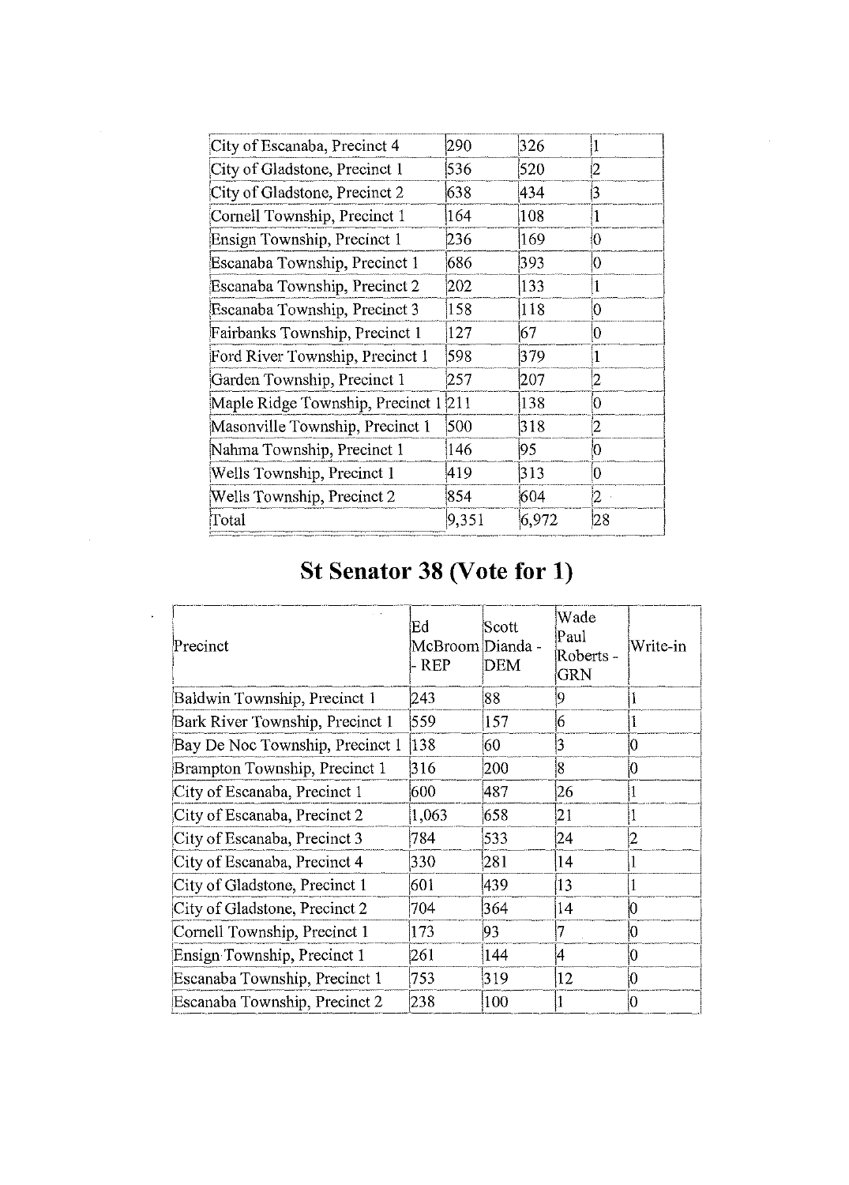| | | | |
|---|---|---|---|
| City of Escanaba, Precinct 4 | 290 | 326 | 1 |
| City of Gladstone, Precinct 1 | 536 | 520 | 2 |
| City of Gladstone, Precinct 2 | 638 | 434 | 3 |
| Cornell Township, Precinct 1 | 164 | 108 | 1 |
| Ensign Township, Precinct 1 | 236 | 169 | 0 |
| Escanaba Township, Precinct 1 | 686 | 393 | 0 |
| Escanaba Township, Precinct 2 | 202 | 133 | 1 |
| Escanaba Township, Precinct 3 | 158 | 118 | 0 |
| Fairbanks Township, Precinct 1 | 127 | 67 | 0 |
| Ford River Township, Precinct 1 | 598 | 379 | 1 |
| Garden Township, Precinct 1 | 257 | 207 | 2 |
| Maple Ridge Township, Precinct 1 | 211 | 138 | 0 |
| Masonville Township, Precinct 1 | 500 | 318 | 2 |
| Nahma Township, Precinct 1 | 146 | 95 | 0 |
| Wells Township, Precinct 1 | 419 | 313 | 0 |
| Wells Township, Precinct 2 | 854 | 604 | 2 |
| Total | 9,351 | 6,972 | 28 |

# St Senator 38 (Vote for 1)

| Precinct | Ed McBroom - REP | Scott Dianda - DEM | Wade Paul Roberts - GRN | Write-in |
|---|---|---|---|---|
| Baldwin Township, Precinct 1 | 243 | 88 | 9 | 1 |
| Bark River Township, Precinct 1 | 559 | 157 | 6 | 1 |
| Bay De Noc Township, Precinct 1 | 138 | 60 | 3 | 0 |
| Brampton Township, Precinct 1 | 316 | 200 | 8 | 0 |
| City of Escanaba, Precinct 1 | 600 | 487 | 26 | 1 |
| City of Escanaba, Precinct 2 | 1,063 | 658 | 21 | 1 |
| City of Escanaba, Precinct 3 | 784 | 533 | 24 | 2 |
| City of Escanaba, Precinct 4 | 330 | 281 | 14 | 1 |
| City of Gladstone, Precinct 1 | 601 | 439 | 13 | 1 |
| City of Gladstone, Precinct 2 | 704 | 364 | 14 | 0 |
| Cornell Township, Precinct 1 | 173 | 93 | 7 | 0 |
| Ensign Township, Precinct 1 | 261 | 144 | 4 | 0 |
| Escanaba Township, Precinct 1 | 753 | 319 | 12 | 0 |
| Escanaba Township, Precinct 2 | 238 | 100 | 1 | 0 |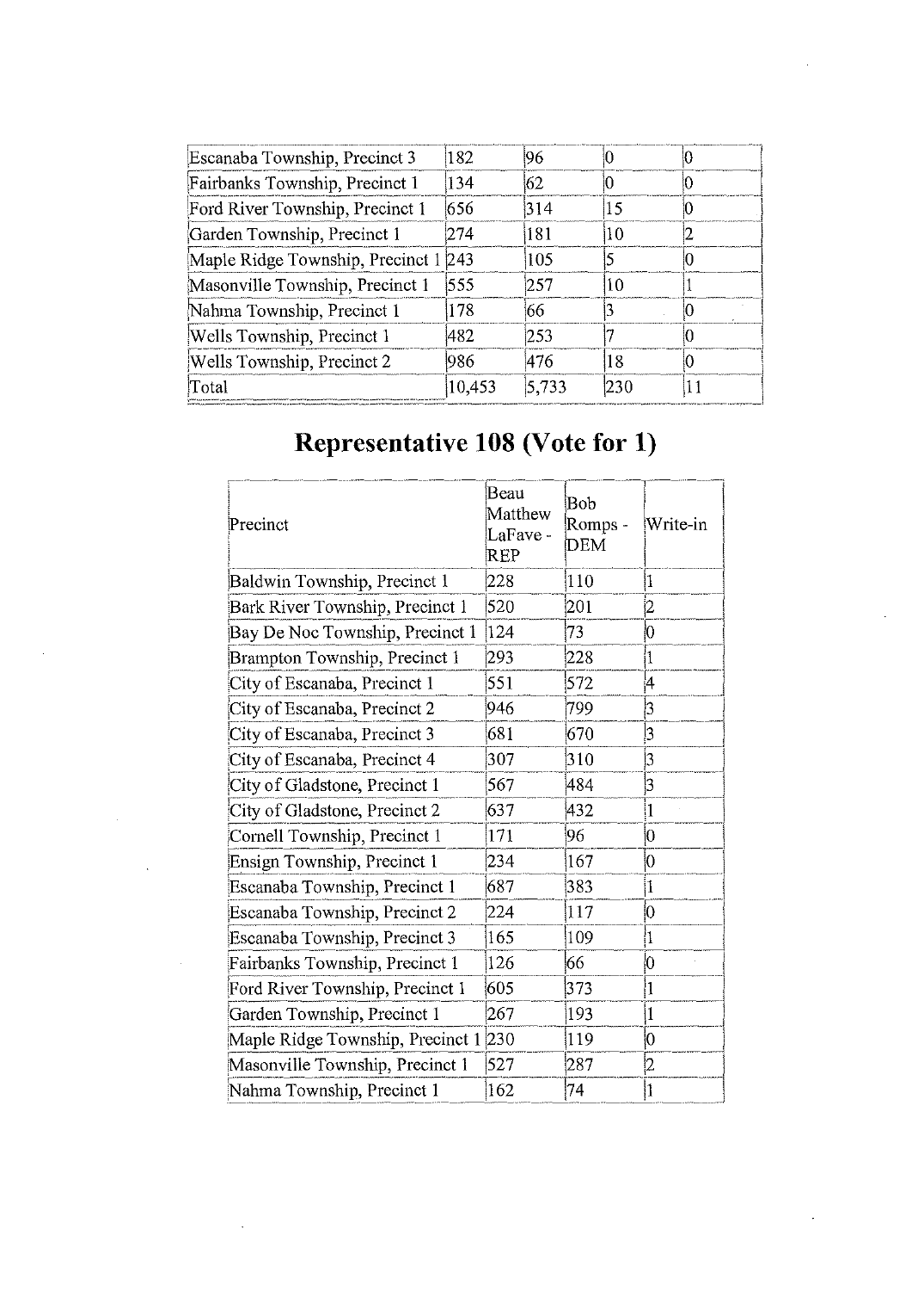| | | | | |
|---|---|---|---|---|
| Escanaba Township, Precinct 3 | 182 | 96 | 0 | 0 |
| Fairbanks Township, Precinct 1 | 134 | 62 | 0 | 0 |
| Ford River Township, Precinct 1 | 656 | 314 | 15 | 0 |
| Garden Township, Precinct 1 | 274 | 181 | 10 | 2 |
| Maple Ridge Township, Precinct 1 | 243 | 105 | 5 | 0 |
| Masonville Township, Precinct 1 | 555 | 257 | 10 | 1 |
| Nahma Township, Precinct 1 | 178 | 66 | 3 | 0 |
| Wells Township, Precinct 1 | 482 | 253 | 7 | 0 |
| Wells Township, Precinct 2 | 986 | 476 | 18 | 0 |
| Total | 10,453 | 5,733 | 230 | 11 |

# Representative 108 (Vote for 1)

| Precinct | Beau Matthew LaFave - REP | Bob Romps - DEM | Write-in |
|---|---|---|---|
| Baldwin Township, Precinct 1 | 228 | 110 | 1 |
| Bark River Township, Precinct 1 | 520 | 201 | 2 |
| Bay De Noc Township, Precinct 1 | 124 | 73 | 0 |
| Brampton Township, Precinct 1 | 293 | 228 | 1 |
| City of Escanaba, Precinct 1 | 551 | 572 | 4 |
| City of Escanaba, Precinct 2 | 946 | 799 | 3 |
| City of Escanaba, Precinct 3 | 681 | 670 | 3 |
| City of Escanaba, Precinct 4 | 307 | 310 | 3 |
| City of Gladstone, Precinct 1 | 567 | 484 | 3 |
| City of Gladstone, Precinct 2 | 637 | 432 | 1 |
| Cornell Township, Precinct 1 | 171 | 96 | 0 |
| Ensign Township, Precinct 1 | 234 | 167 | 0 |
| Escanaba Township, Precinct 1 | 687 | 383 | 1 |
| Escanaba Township, Precinct 2 | 224 | 117 | 0 |
| Escanaba Township, Precinct 3 | 165 | 109 | 1 |
| Fairbanks Township, Precinct 1 | 126 | 66 | 0 |
| Ford River Township, Precinct 1 | 605 | 373 | 1 |
| Garden Township, Precinct 1 | 267 | 193 | 1 |
| Maple Ridge Township, Precinct 1 | 230 | 119 | 0 |
| Masonville Township, Precinct 1 | 527 | 287 | 2 |
| Nahma Township, Precinct 1 | 162 | 74 | 1 |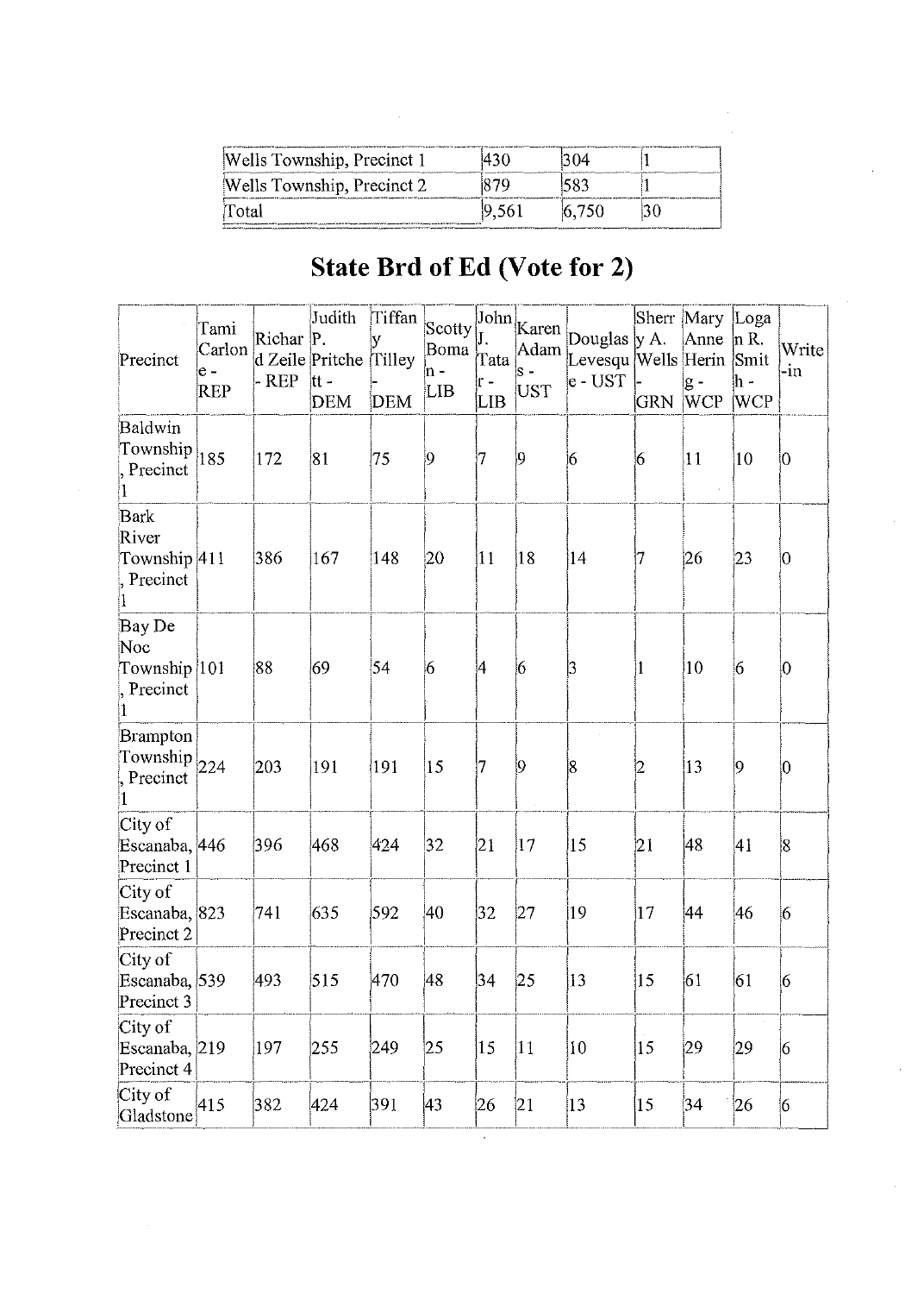| Wells Township, Precinct 1 | 430 | 304 | 1 |
|---|---|---|---|
| Wells Township, Precinct 2 | 879 | 583 | 1 |
| Total | 9,561 | 6,750 | 30 |

# State Brd of Ed (Vote for 2)

| Precinct | Tami Carlone - REP | Richard Zeile - REP | Judith P. Pritchett - DEM | Tiffany Tilley - DEM | Scotty Boman - LIB | John J. Tatar - LIB | Karen Adams - UST | Douglas Levesque - UST | Sherry A. Wells - GRN | Mary Anne Herig - WCP | Logan R. Smith - WCP | Write-in |
|---|---|---|---|---|---|---|---|---|---|---|---|---|
| Baldwin Township, Precinct 1 | 185 | 172 | 81 | 75 | 9 | 7 | 9 | 6 | 6 | 11 | 10 | 0 |
| Bark River Township, Precinct 1 | 411 | 386 | 167 | 148 | 20 | 11 | 18 | 14 | 7 | 26 | 23 | 0 |
| Bay De Noc Township, Precinct 1 | 101 | 88 | 69 | 54 | 6 | 4 | 6 | 3 | 1 | 10 | 6 | 0 |
| Brampton Township, Precinct 1 | 224 | 203 | 191 | 191 | 15 | 7 | 9 | 8 | 2 | 13 | 9 | 0 |
| City of Escanaba, Precinct 1 | 446 | 396 | 468 | 424 | 32 | 21 | 17 | 15 | 21 | 48 | 41 | 8 |
| City of Escanaba, Precinct 2 | 823 | 741 | 635 | 592 | 40 | 32 | 27 | 19 | 17 | 44 | 46 | 6 |
| City of Escanaba, Precinct 3 | 539 | 493 | 515 | 470 | 48 | 34 | 25 | 13 | 15 | 61 | 61 | 6 |
| City of Escanaba, Precinct 4 | 219 | 197 | 255 | 249 | 25 | 15 | 11 | 10 | 15 | 29 | 29 | 6 |
| City of Gladstone | 415 | 382 | 424 | 391 | 43 | 26 | 21 | 13 | 15 | 34 | 26 | 6 |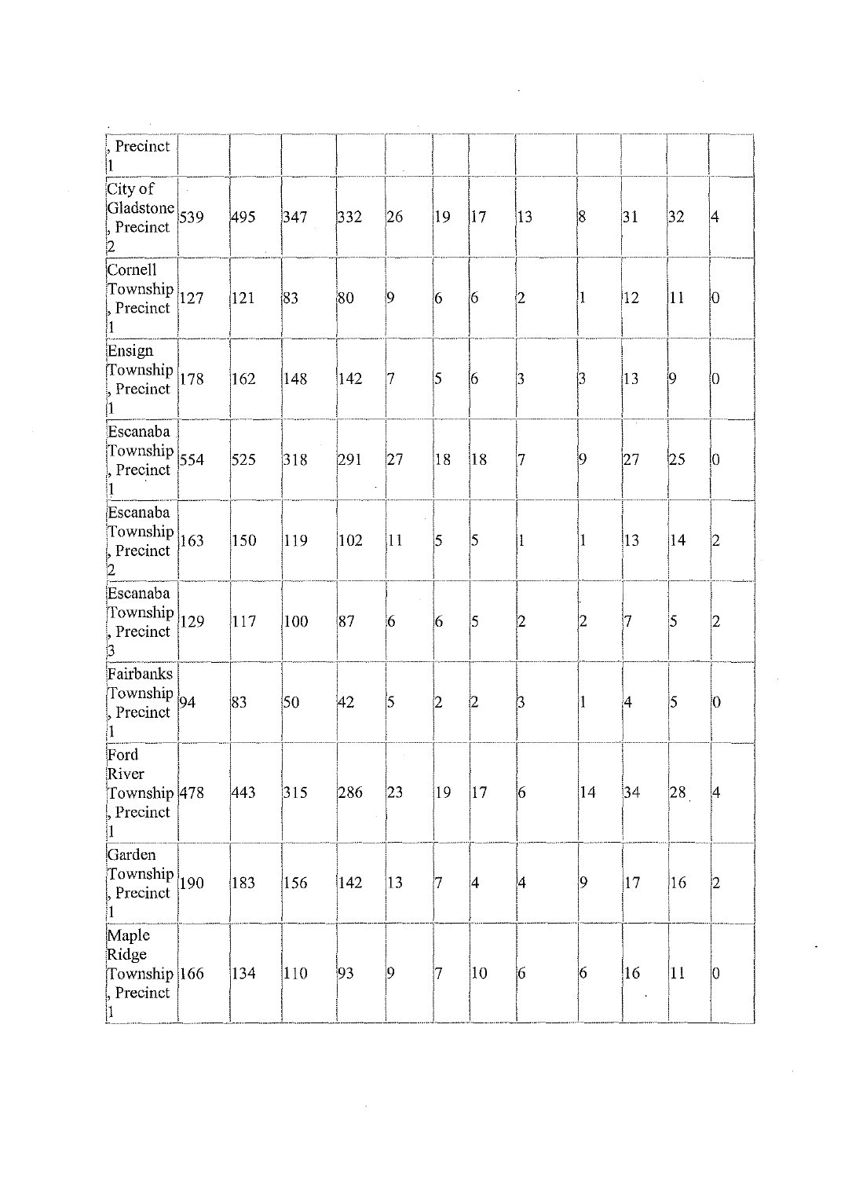| , Precinct 1 | | | | | | | | | | | |
|---|---|---|---|---|---|---|---|---|---|---|---|
| City of Gladstone, Precinct 2 | 539 | 495 | 347 | 332 | 26 | 19 | 17 | 13 | 8 | 31 | 32 | 4 |
| Cornell Township, Precinct 1 | 127 | 121 | 83 | 80 | 9 | 6 | 6 | 2 | 1 | 12 | 11 | 0 |
| Ensign Township, Precinct 1 | 178 | 162 | 148 | 142 | 7 | 5 | 6 | 3 | 3 | 13 | 9 | 0 |
| Escanaba Township, Precinct 1 | 554 | 525 | 318 | 291 | 27 | 18 | 18 | 7 | 9 | 27 | 25 | 0 |
| Escanaba Township, Precinct 2 | 163 | 150 | 119 | 102 | 11 | 5 | 5 | 1 | 1 | 13 | 14 | 2 |
| Escanaba Township, Precinct 3 | 129 | 117 | 100 | 87 | 6 | 6 | 5 | 2 | 2 | 7 | 5 | 2 |
| Fairbanks Township, Precinct 1 | 94 | 83 | 50 | 42 | 5 | 2 | 2 | 3 | 1 | 4 | 5 | 0 |
| Ford River Township, Precinct 1 | 478 | 443 | 315 | 286 | 23 | 19 | 17 | 6 | 14 | 34 | 28 | 4 |
| Garden Township, Precinct 1 | 190 | 183 | 156 | 142 | 13 | 7 | 4 | 4 | 9 | 17 | 16 | 2 |
| Maple Ridge Township, Precinct 1 | 166 | 134 | 110 | 93 | 9 | 7 | 10 | 6 | 6 | 16 | 11 | 0 |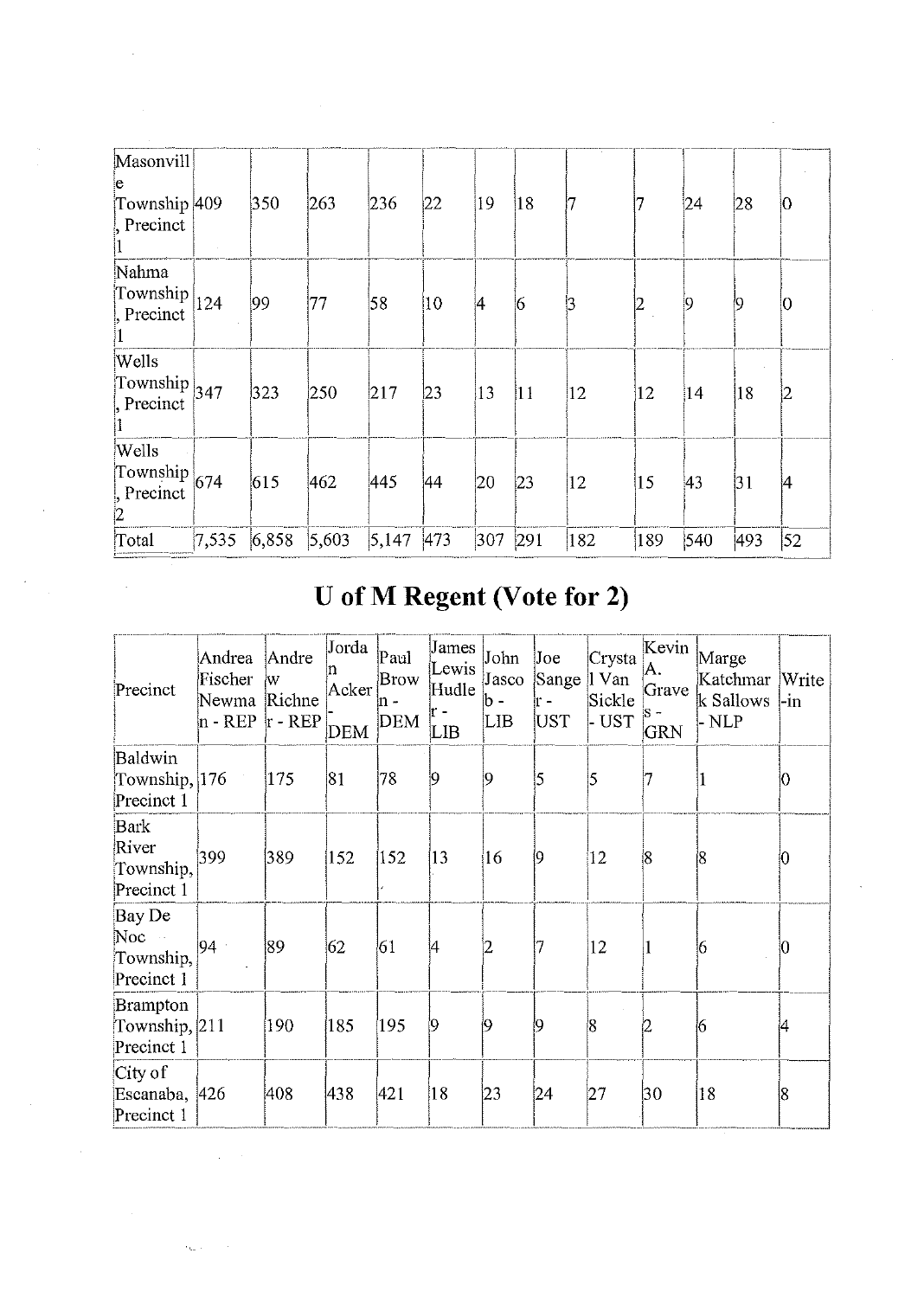| Masonville Township, Precinct 1 | 409 | 350 | 263 | 236 | 22 | 19 | 18 | 7 | 7 | 24 | 28 | 0 |
|---|---|---|---|---|---|---|---|---|---|---|---|---|
| Nahma Township, Precinct 1 | 124 | 99 | 77 | 58 | 10 | 4 | 6 | 3 | 2 | 9 | 9 | 0 |
| Wells Township, Precinct 1 | 347 | 323 | 250 | 217 | 23 | 13 | 11 | 12 | 12 | 14 | 18 | 2 |
| Wells Township, Precinct 2 | 674 | 615 | 462 | 445 | 44 | 20 | 23 | 12 | 15 | 43 | 31 | 4 |
| Total | 7,535 | 6,858 | 5,603 | 5,147 | 473 | 307 | 291 | 182 | 189 | 540 | 493 | 52 |

# U of M Regent (Vote for 2)

| Precinct | Andrea Fischer Newman - REP | Andrew Richner - REP | Jordan Acker - DEM | Paul Brown - DEM | James Lewis Hudler - LIB | John Jascob - LIB | Joe Sanger - UST | Crystal Van Sickle - UST | Kevin A. Graves - GRN | Marge Katchmark Sallows - NLP | Write-in |
|---|---|---|---|---|---|---|---|---|---|---|---|
| Baldwin Township, Precinct 1 | 176 | 175 | 81 | 78 | 9 | 9 | 5 | 5 | 7 | 1 | 0 |
| Bark River Township, Precinct 1 | 399 | 389 | 152 | 152 | 13 | 16 | 9 | 12 | 8 | 8 | 0 |
| Bay De Noc Township, Precinct 1 | 94 | 89 | 62 | 61 | 4 | 2 | 7 | 12 | 1 | 6 | 0 |
| Brampton Township, Precinct 1 | 211 | 190 | 185 | 195 | 9 | 9 | 9 | 8 | 2 | 6 | 4 |
| City of Escanaba, Precinct 1 | 426 | 408 | 438 | 421 | 18 | 23 | 24 | 27 | 30 | 18 | 8 |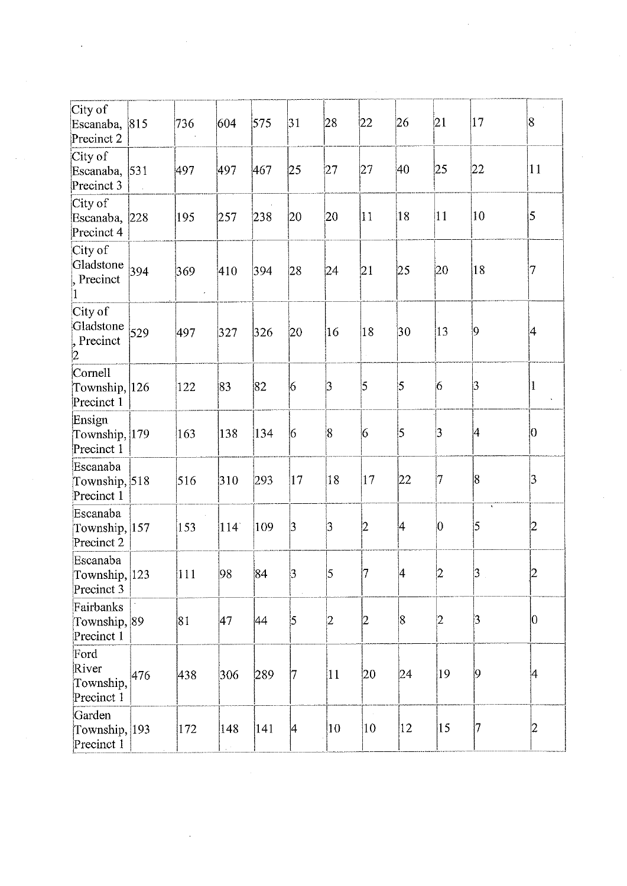| | | | | | | | | | | | |
|---|---|---|---|---|---|---|---|---|---|---|---|
| City of Escanaba, Precinct 2 | 815 | 736 | 604 | 575 | 31 | 28 | 22 | 26 | 21 | 17 | 8 |
| City of Escanaba, Precinct 3 | 531 | 497 | 497 | 467 | 25 | 27 | 27 | 40 | 25 | 22 | 11 |
| City of Escanaba, Precinct 4 | 228 | 195 | 257 | 238 | 20 | 20 | 11 | 18 | 11 | 10 | 5 |
| City of Gladstone, Precinct 1 | 394 | 369 | 410 | 394 | 28 | 24 | 21 | 25 | 20 | 18 | 7 |
| City of Gladstone, Precinct 2 | 529 | 497 | 327 | 326 | 20 | 16 | 18 | 30 | 13 | 9 | 4 |
| Cornell Township, Precinct 1 | 126 | 122 | 83 | 82 | 6 | 3 | 5 | 5 | 6 | 3 | 1 |
| Ensign Township, Precinct 1 | 179 | 163 | 138 | 134 | 6 | 8 | 6 | 5 | 3 | 4 | 0 |
| Escanaba Township, Precinct 1 | 518 | 516 | 310 | 293 | 17 | 18 | 17 | 22 | 7 | 8 | 3 |
| Escanaba Township, Precinct 2 | 157 | 153 | 114 | 109 | 3 | 3 | 2 | 4 | 0 | 5 | 2 |
| Escanaba Township, Precinct 3 | 123 | 111 | 98 | 84 | 3 | 5 | 7 | 4 | 2 | 3 | 2 |
| Fairbanks Township, Precinct 1 | 89 | 81 | 47 | 44 | 5 | 2 | 2 | 8 | 2 | 3 | 0 |
| Ford River Township, Precinct 1 | 476 | 438 | 306 | 289 | 7 | 11 | 20 | 24 | 19 | 9 | 4 |
| Garden Township, Precinct 1 | 193 | 172 | 148 | 141 | 4 | 10 | 10 | 12 | 15 | 7 | 2 |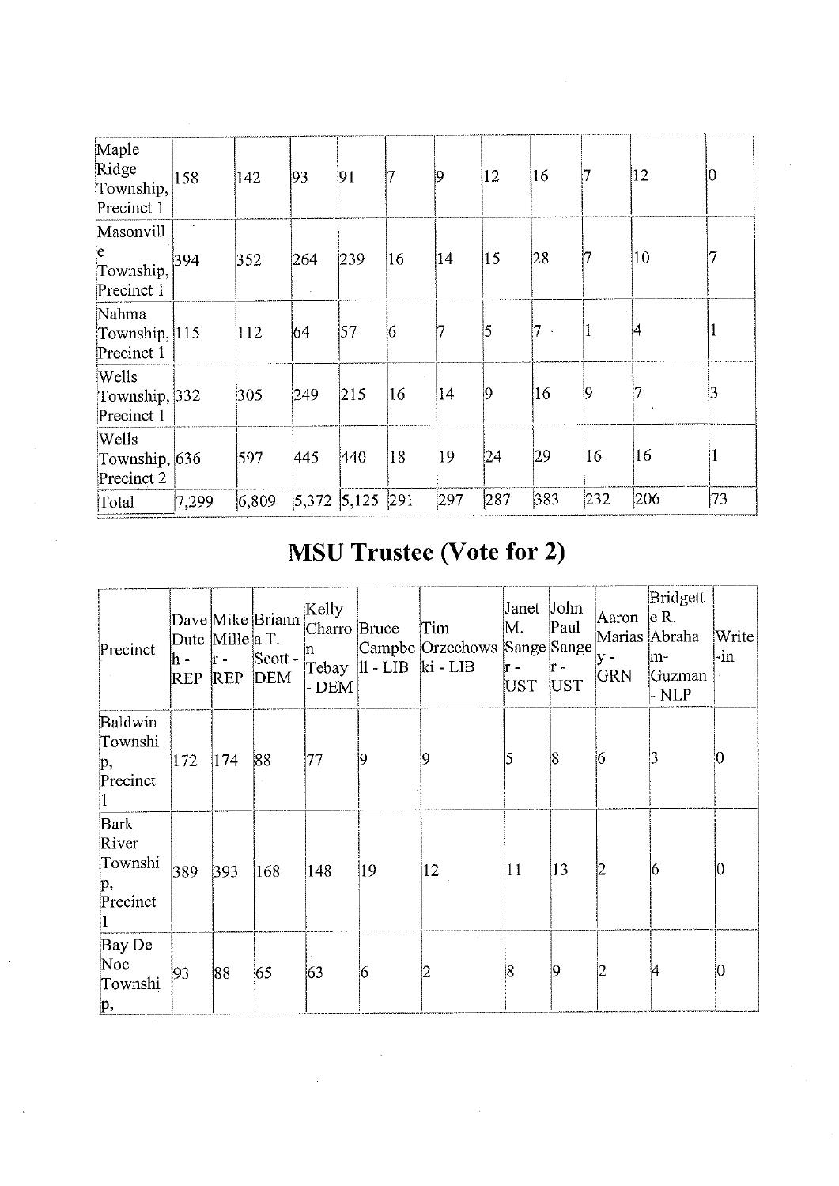| | | | | | | | | | | | |
|---|---|---|---|---|---|---|---|---|---|---|---|
| Maple Ridge Township, Precinct 1 | 158 | 142 | 93 | 91 | 7 | 9 | 12 | 16 | 7 | 12 | 0 |
| Masonville Township, Precinct 1 | 394 | 352 | 264 | 239 | 16 | 14 | 15 | 28 | 7 | 10 | 7 |
| Nahma Township, Precinct 1 | 115 | 112 | 64 | 57 | 6 | 7 | 5 | 7 | 1 | 4 | 1 |
| Wells Township, Precinct 1 | 332 | 305 | 249 | 215 | 16 | 14 | 9 | 16 | 9 | 7 | 3 |
| Wells Township, Precinct 2 | 636 | 597 | 445 | 440 | 18 | 19 | 24 | 29 | 16 | 16 | 1 |
| Total | 7,299 | 6,809 | 5,372 | 5,125 | 291 | 297 | 287 | 383 | 232 | 206 | 73 |

# MSU Trustee (Vote for 2)

| Precinct | Dave Dutch - REP | Mike Miller - REP | Brianna T. Scott - DEM | Kelly Charron Tebay - DEM | Bruce Campbell - LIB | Tim Orzechowski - LIB | Janet M. Sanger - UST | John Paul Sanger - UST | Aaron Mariasy - GRN | Bridgette R. Abraham-Guzman - NLP | Write-in |
|---|---|---|---|---|---|---|---|---|---|---|---|
| Baldwin Township, Precinct 1 | 172 | 174 | 88 | 77 | 9 | 9 | 5 | 8 | 6 | 3 | 0 |
| Bark River Township, Precinct 1 | 389 | 393 | 168 | 148 | 19 | 12 | 11 | 13 | 2 | 6 | 0 |
| Bay De Noc Township, | 93 | 88 | 65 | 63 | 6 | 2 | 8 | 9 | 2 | 4 | 0 |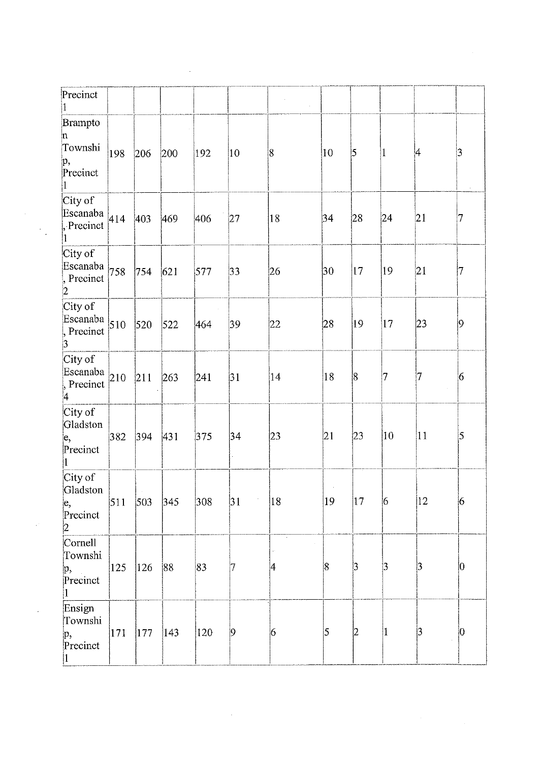| Precinct 1 | | | | | | | | | | | |
|---|---|---|---|---|---|---|---|---|---|---|---|
| Brampton Township, Precinct 1 | 198 | 206 | 200 | 192 | 10 | 8 | 10 | 5 | 1 | 4 | 3 |
| City of Escanaba, Precinct 1 | 414 | 403 | 469 | 406 | 27 | 18 | 34 | 28 | 24 | 21 | 7 |
| City of Escanaba, Precinct 2 | 758 | 754 | 621 | 577 | 33 | 26 | 30 | 17 | 19 | 21 | 7 |
| City of Escanaba, Precinct 3 | 510 | 520 | 522 | 464 | 39 | 22 | 28 | 19 | 17 | 23 | 9 |
| City of Escanaba, Precinct 4 | 210 | 211 | 263 | 241 | 31 | 14 | 18 | 8 | 7 | 7 | 6 |
| City of Gladstone, Precinct 1 | 382 | 394 | 431 | 375 | 34 | 23 | 21 | 23 | 10 | 11 | 5 |
| City of Gladstone, Precinct 2 | 511 | 503 | 345 | 308 | 31 | 18 | 19 | 17 | 6 | 12 | 6 |
| Cornell Township, Precinct 1 | 125 | 126 | 88 | 83 | 7 | 4 | 8 | 3 | 3 | 3 | 0 |
| Ensign Township, Precinct 1 | 171 | 177 | 143 | 120 | 9 | 6 | 5 | 2 | 1 | 3 | 0 |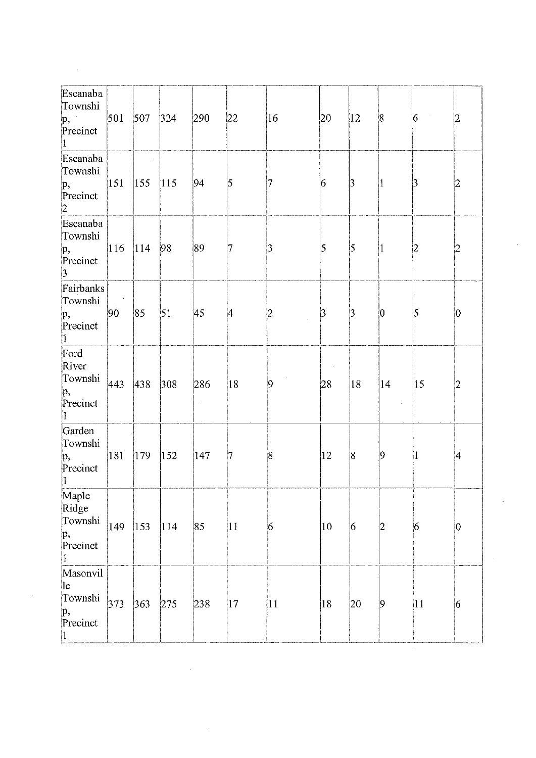| Escanaba Township, Precinct 1 | 501 | 507 | 324 | 290 | 22 | 16 | 20 | 12 | 8 | 6 | 2 |
|---|---|---|---|---|---|---|---|---|---|---|---|
| Escanaba Township, Precinct 2 | 151 | 155 | 115 | 94 | 5 | 7 | 6 | 3 | 1 | 3 | 2 |
| Escanaba Township, Precinct 3 | 116 | 114 | 98 | 89 | 7 | 3 | 5 | 5 | 1 | 2 | 2 |
| Fairbanks Township, Precinct 1 | 90 | 85 | 51 | 45 | 4 | 2 | 3 | 3 | 0 | 5 | 0 |
| Ford River Township, Precinct 1 | 443 | 438 | 308 | 286 | 18 | 9 | 28 | 18 | 14 | 15 | 2 |
| Garden Township, Precinct 1 | 181 | 179 | 152 | 147 | 7 | 8 | 12 | 8 | 9 | 1 | 4 |
| Maple Ridge Township, Precinct 1 | 149 | 153 | 114 | 85 | 11 | 6 | 10 | 6 | 2 | 6 | 0 |
| Masonville Township, Precinct 1 | 373 | 363 | 275 | 238 | 17 | 11 | 18 | 20 | 9 | 11 | 6 |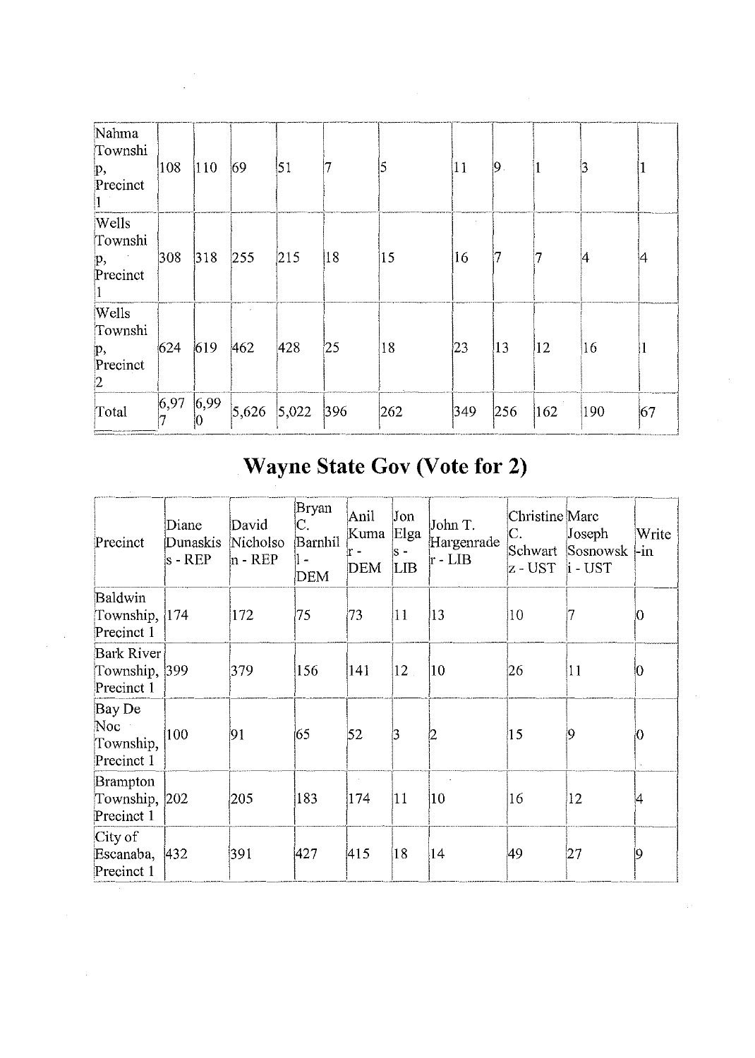| | | | | | | | | | | | |
|---|---|---|---|---|---|---|---|---|---|---|---|
| Nahma Township, Precinct 1 | 108 | 110 | 69 | 51 | 7 | 5 | 11 | 9 | 1 | 3 | 1 |
| Wells Township, Precinct 1 | 308 | 318 | 255 | 215 | 18 | 15 | 16 | 7 | 7 | 4 | 4 |
| Wells Township, Precinct 2 | 624 | 619 | 462 | 428 | 25 | 18 | 23 | 13 | 12 | 16 | 1 |
| Total | 6,977 | 6,990 | 5,626 | 5,022 | 396 | 262 | 349 | 256 | 162 | 190 | 67 |

# Wayne State Gov (Vote for 2)

| Precinct | Diane Dunaskiss - REP | David Nicholson - REP | Bryan C. Barnhill - DEM | Anil Kumar - DEM | Jon Elgas - LIB | John T. Hargenrader - LIB | Christine C. Schwartz - UST | Marc Joseph Sosnowski - UST | Write-in |
|---|---|---|---|---|---|---|---|---|---|
| Baldwin Township, Precinct 1 | 174 | 172 | 75 | 73 | 11 | 13 | 10 | 7 | 0 |
| Bark River Township, Precinct 1 | 399 | 379 | 156 | 141 | 12 | 10 | 26 | 11 | 0 |
| Bay De Noc Township, Precinct 1 | 100 | 91 | 65 | 52 | 3 | 2 | 15 | 9 | 0 |
| Brampton Township, Precinct 1 | 202 | 205 | 183 | 174 | 11 | 10 | 16 | 12 | 4 |
| City of Escanaba, Precinct 1 | 432 | 391 | 427 | 415 | 18 | 14 | 49 | 27 | 9 |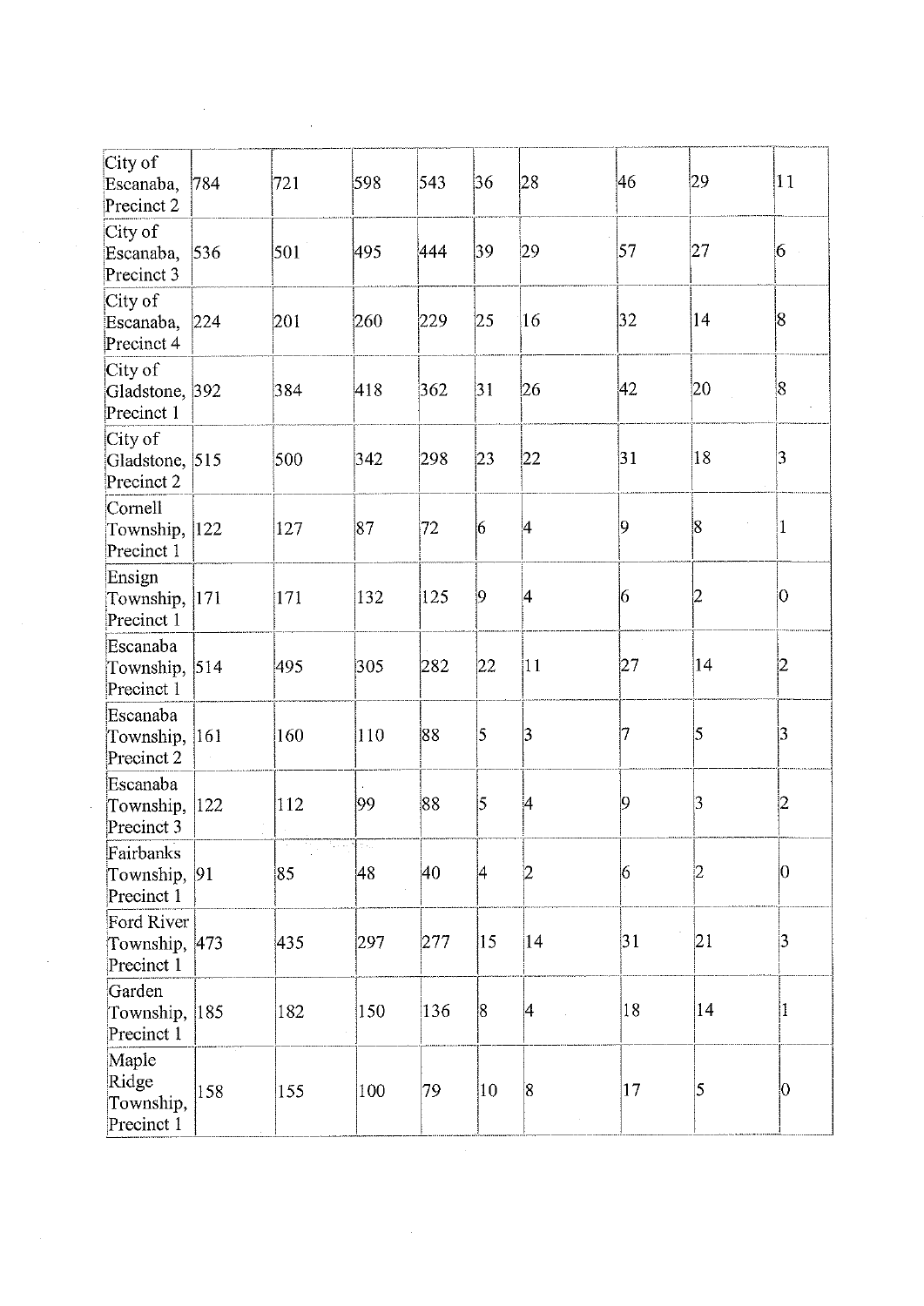| | | | | | | | | | |
|---|---|---|---|---|---|---|---|---|---|
| City of Escanaba, Precinct 2 | 784 | 721 | 598 | 543 | 36 | 28 | 46 | 29 | 11 |
| City of Escanaba, Precinct 3 | 536 | 501 | 495 | 444 | 39 | 29 | 57 | 27 | 6 |
| City of Escanaba, Precinct 4 | 224 | 201 | 260 | 229 | 25 | 16 | 32 | 14 | 8 |
| City of Gladstone, Precinct 1 | 392 | 384 | 418 | 362 | 31 | 26 | 42 | 20 | 8 |
| City of Gladstone, Precinct 2 | 515 | 500 | 342 | 298 | 23 | 22 | 31 | 18 | 3 |
| Cornell Township, Precinct 1 | 122 | 127 | 87 | 72 | 6 | 4 | 9 | 8 | 1 |
| Ensign Township, Precinct 1 | 171 | 171 | 132 | 125 | 9 | 4 | 6 | 2 | 0 |
| Escanaba Township, Precinct 1 | 514 | 495 | 305 | 282 | 22 | 11 | 27 | 14 | 2 |
| Escanaba Township, Precinct 2 | 161 | 160 | 110 | 88 | 5 | 3 | 7 | 5 | 3 |
| Escanaba Township, Precinct 3 | 122 | 112 | 99 | 88 | 5 | 4 | 9 | 3 | 2 |
| Fairbanks Township, Precinct 1 | 91 | 85 | 48 | 40 | 4 | 2 | 6 | 2 | 0 |
| Ford River Township, Precinct 1 | 473 | 435 | 297 | 277 | 15 | 14 | 31 | 21 | 3 |
| Garden Township, Precinct 1 | 185 | 182 | 150 | 136 | 8 | 4 | 18 | 14 | 1 |
| Maple Ridge Township, Precinct 1 | 158 | 155 | 100 | 79 | 10 | 8 | 17 | 5 | 0 |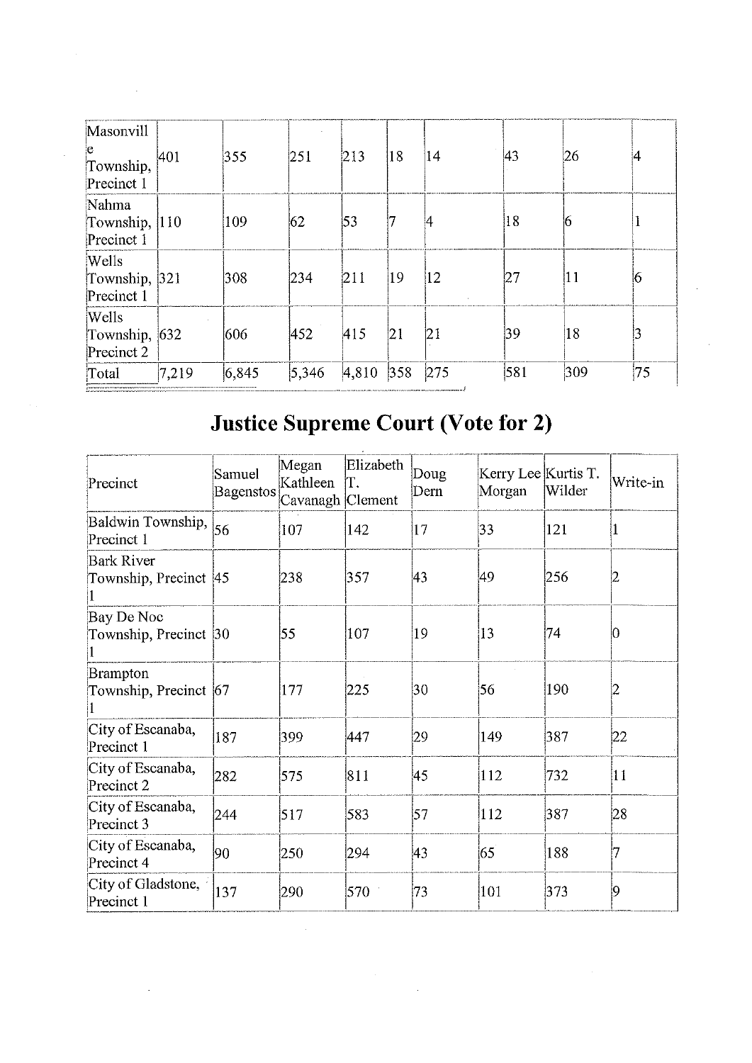| | | | | | | | | | |
|---|---|---|---|---|---|---|---|---|---|
| Masonville Township, Precinct 1 | 401 | 355 | 251 | 213 | 18 | 14 | 43 | 26 | 4 |
| Nahma Township, Precinct 1 | 110 | 109 | 62 | 53 | 7 | 4 | 18 | 6 | 1 |
| Wells Township, Precinct 1 | 321 | 308 | 234 | 211 | 19 | 12 | 27 | 11 | 6 |
| Wells Township, Precinct 2 | 632 | 606 | 452 | 415 | 21 | 21 | 39 | 18 | 3 |
| Total | 7,219 | 6,845 | 5,346 | 4,810 | 358 | 275 | 581 | 309 | 75 |

# Justice Supreme Court (Vote for 2)

| Precinct | Samuel Bagenstos | Megan Kathleen Cavanagh | Elizabeth T. Clement | Doug Dern | Kerry Lee Morgan | Kurtis T. Wilder | Write-in |
|---|---|---|---|---|---|---|---|
| Baldwin Township, Precinct 1 | 56 | 107 | 142 | 17 | 33 | 121 | 1 |
| Bark River Township, Precinct 1 | 45 | 238 | 357 | 43 | 49 | 256 | 2 |
| Bay De Noc Township, Precinct 1 | 30 | 55 | 107 | 19 | 13 | 74 | 0 |
| Brampton Township, Precinct 1 | 67 | 177 | 225 | 30 | 56 | 190 | 2 |
| City of Escanaba, Precinct 1 | 187 | 399 | 447 | 29 | 149 | 387 | 22 |
| City of Escanaba, Precinct 2 | 282 | 575 | 811 | 45 | 112 | 732 | 11 |
| City of Escanaba, Precinct 3 | 244 | 517 | 583 | 57 | 112 | 387 | 28 |
| City of Escanaba, Precinct 4 | 90 | 250 | 294 | 43 | 65 | 188 | 7 |
| City of Gladstone, Precinct 1 | 137 | 290 | 570 | 73 | 101 | 373 | 9 |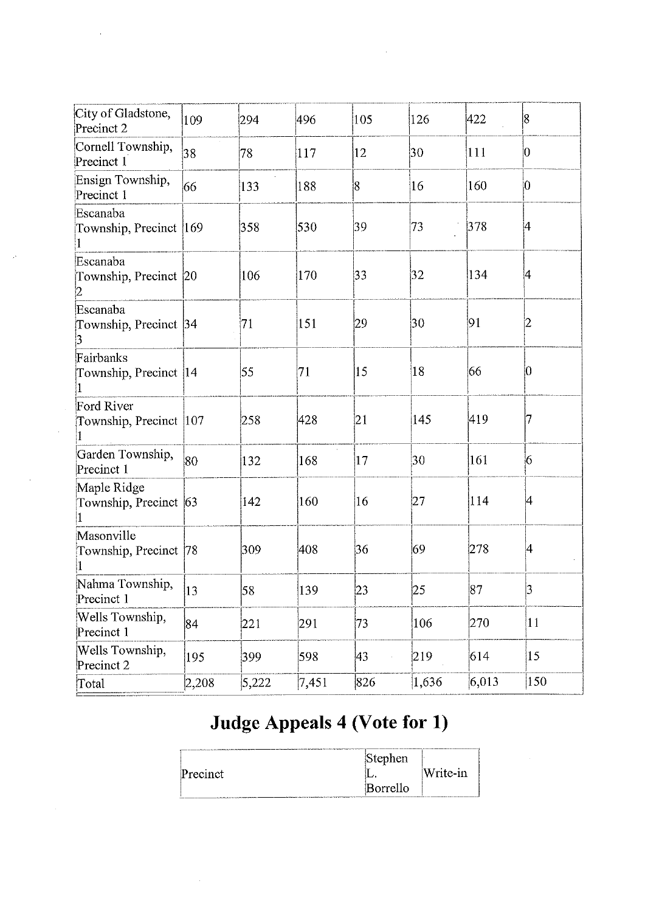| | | | | | | | |
|---|---|---|---|---|---|---|---|
| City of Gladstone, Precinct 2 | 109 | 294 | 496 | 105 | 126 | 422 | 8 |
| Cornell Township, Precinct 1 | 38 | 78 | 117 | 12 | 30 | 111 | 0 |
| Ensign Township, Precinct 1 | 66 | 133 | 188 | 8 | 16 | 160 | 0 |
| Escanaba Township, Precinct 1 | 169 | 358 | 530 | 39 | 73 | 378 | 4 |
| Escanaba Township, Precinct 2 | 20 | 106 | 170 | 33 | 32 | 134 | 4 |
| Escanaba Township, Precinct 3 | 34 | 71 | 151 | 29 | 30 | 91 | 2 |
| Fairbanks Township, Precinct 1 | 14 | 55 | 71 | 15 | 18 | 66 | 0 |
| Ford River Township, Precinct 1 | 107 | 258 | 428 | 21 | 145 | 419 | 7 |
| Garden Township, Precinct 1 | 80 | 132 | 168 | 17 | 30 | 161 | 6 |
| Maple Ridge Township, Precinct 1 | 63 | 142 | 160 | 16 | 27 | 114 | 4 |
| Masonville Township, Precinct 1 | 78 | 309 | 408 | 36 | 69 | 278 | 4 |
| Nahma Township, Precinct 1 | 13 | 58 | 139 | 23 | 25 | 87 | 3 |
| Wells Township, Precinct 1 | 84 | 221 | 291 | 73 | 106 | 270 | 11 |
| Wells Township, Precinct 2 | 195 | 399 | 598 | 43 | 219 | 614 | 15 |
| Total | 2,208 | 5,222 | 7,451 | 826 | 1,636 | 6,013 | 150 |

# Judge Appeals 4 (Vote for 1)

| Precinct | Stephen L. Borrello | Write-in |
|---|---|---|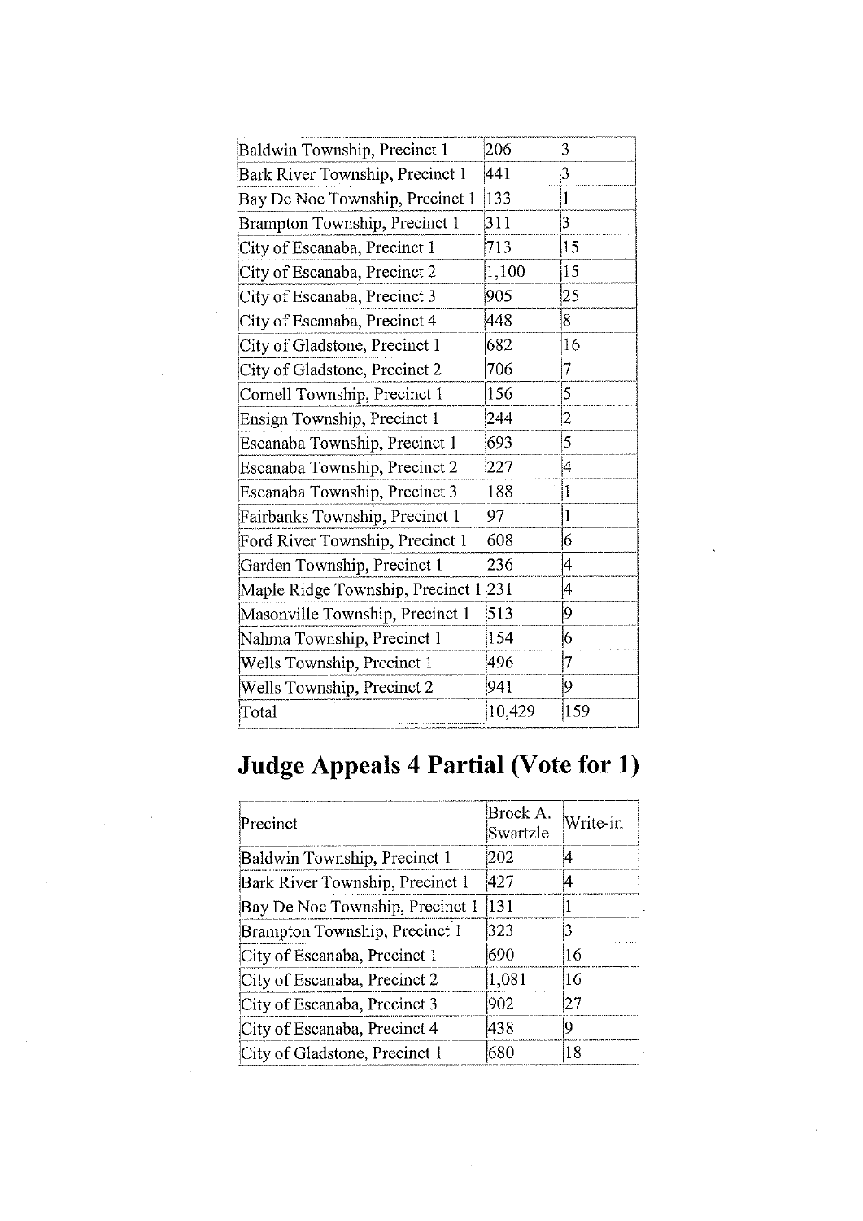| | | |
|---|---|---|
| Baldwin Township, Precinct 1 | 206 | 3 |
| Bark River Township, Precinct 1 | 441 | 3 |
| Bay De Noc Township, Precinct 1 | 133 | 1 |
| Brampton Township, Precinct 1 | 311 | 3 |
| City of Escanaba, Precinct 1 | 713 | 15 |
| City of Escanaba, Precinct 2 | 1,100 | 15 |
| City of Escanaba, Precinct 3 | 905 | 25 |
| City of Escanaba, Precinct 4 | 448 | 8 |
| City of Gladstone, Precinct 1 | 682 | 16 |
| City of Gladstone, Precinct 2 | 706 | 7 |
| Cornell Township, Precinct 1 | 156 | 5 |
| Ensign Township, Precinct 1 | 244 | 2 |
| Escanaba Township, Precinct 1 | 693 | 5 |
| Escanaba Township, Precinct 2 | 227 | 4 |
| Escanaba Township, Precinct 3 | 188 | 1 |
| Fairbanks Township, Precinct 1 | 97 | 1 |
| Ford River Township, Precinct 1 | 608 | 6 |
| Garden Township, Precinct 1 | 236 | 4 |
| Maple Ridge Township, Precinct 1 | 231 | 4 |
| Masonville Township, Precinct 1 | 513 | 9 |
| Nahma Township, Precinct 1 | 154 | 6 |
| Wells Township, Precinct 1 | 496 | 7 |
| Wells Township, Precinct 2 | 941 | 9 |
| Total | 10,429 | 159 |

# Judge Appeals 4 Partial (Vote for 1)

| Precinct | Brock A. Swartzle | Write-in |
|---|---|---|
| Baldwin Township, Precinct 1 | 202 | 4 |
| Bark River Township, Precinct 1 | 427 | 4 |
| Bay De Noc Township, Precinct 1 | 131 | 1 |
| Brampton Township, Precinct 1 | 323 | 3 |
| City of Escanaba, Precinct 1 | 690 | 16 |
| City of Escanaba, Precinct 2 | 1,081 | 16 |
| City of Escanaba, Precinct 3 | 902 | 27 |
| City of Escanaba, Precinct 4 | 438 | 9 |
| City of Gladstone, Precinct 1 | 680 | 18 |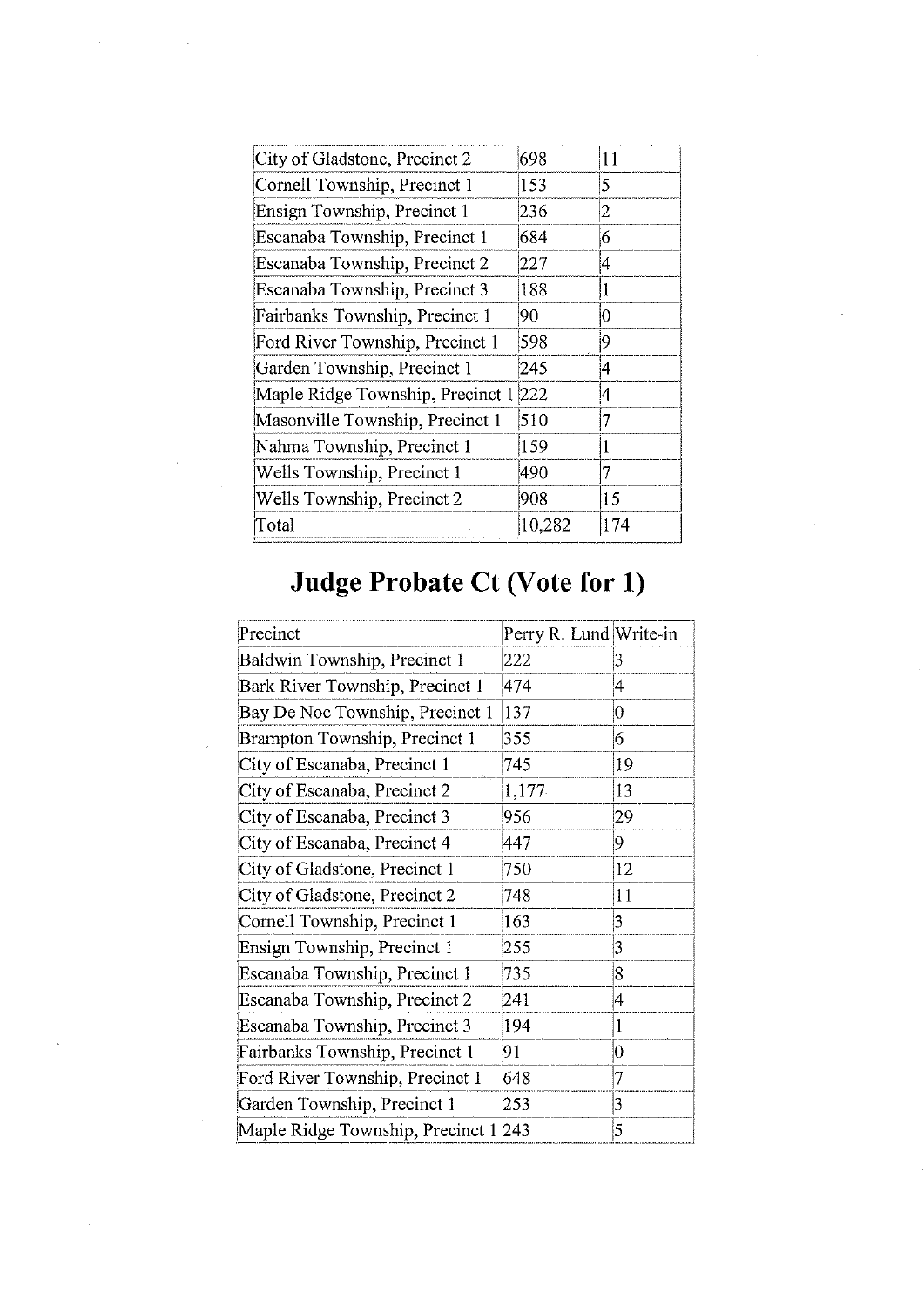| | | |
|---|---|---|
| City of Gladstone, Precinct 2 | 698 | 11 |
| Cornell Township, Precinct 1 | 153 | 5 |
| Ensign Township, Precinct 1 | 236 | 2 |
| Escanaba Township, Precinct 1 | 684 | 6 |
| Escanaba Township, Precinct 2 | 227 | 4 |
| Escanaba Township, Precinct 3 | 188 | 1 |
| Fairbanks Township, Precinct 1 | 90 | 0 |
| Ford River Township, Precinct 1 | 598 | 9 |
| Garden Township, Precinct 1 | 245 | 4 |
| Maple Ridge Township, Precinct 1 | 222 | 4 |
| Masonville Township, Precinct 1 | 510 | 7 |
| Nahma Township, Precinct 1 | 159 | 1 |
| Wells Township, Precinct 1 | 490 | 7 |
| Wells Township, Precinct 2 | 908 | 15 |
| Total | 10,282 | 174 |

# Judge Probate Ct (Vote for 1)

| Precinct | Perry R. Lund | Write-in |
|---|---|---|
| Baldwin Township, Precinct 1 | 222 | 3 |
| Bark River Township, Precinct 1 | 474 | 4 |
| Bay De Noc Township, Precinct 1 | 137 | 0 |
| Brampton Township, Precinct 1 | 355 | 6 |
| City of Escanaba, Precinct 1 | 745 | 19 |
| City of Escanaba, Precinct 2 | 1,177 | 13 |
| City of Escanaba, Precinct 3 | 956 | 29 |
| City of Escanaba, Precinct 4 | 447 | 9 |
| City of Gladstone, Precinct 1 | 750 | 12 |
| City of Gladstone, Precinct 2 | 748 | 11 |
| Cornell Township, Precinct 1 | 163 | 3 |
| Ensign Township, Precinct 1 | 255 | 3 |
| Escanaba Township, Precinct 1 | 735 | 8 |
| Escanaba Township, Precinct 2 | 241 | 4 |
| Escanaba Township, Precinct 3 | 194 | 1 |
| Fairbanks Township, Precinct 1 | 91 | 0 |
| Ford River Township, Precinct 1 | 648 | 7 |
| Garden Township, Precinct 1 | 253 | 3 |
| Maple Ridge Township, Precinct 1 | 243 | 5 |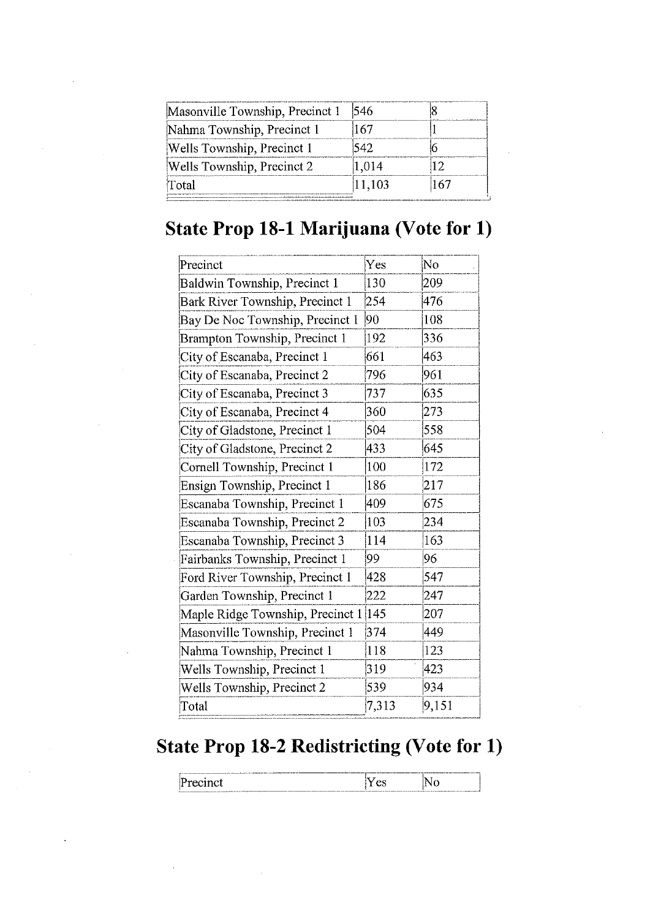| | | |
|---|---|---|
| Masonville Township, Precinct 1 | 546 | 8 |
| Nahma Township, Precinct 1 | 167 | 1 |
| Wells Township, Precinct 1 | 542 | 6 |
| Wells Township, Precinct 2 | 1,014 | 12 |
| Total | 11,103 | 167 |

## State Prop 18-1 Marijuana (Vote for 1)

| Precinct | Yes | No |
|---|---|---|
| Baldwin Township, Precinct 1 | 130 | 209 |
| Bark River Township, Precinct 1 | 254 | 476 |
| Bay De Noc Township, Precinct 1 | 90 | 108 |
| Brampton Township, Precinct 1 | 192 | 336 |
| City of Escanaba, Precinct 1 | 661 | 463 |
| City of Escanaba, Precinct 2 | 796 | 961 |
| City of Escanaba, Precinct 3 | 737 | 635 |
| City of Escanaba, Precinct 4 | 360 | 273 |
| City of Gladstone, Precinct 1 | 504 | 558 |
| City of Gladstone, Precinct 2 | 433 | 645 |
| Cornell Township, Precinct 1 | 100 | 172 |
| Ensign Township, Precinct 1 | 186 | 217 |
| Escanaba Township, Precinct 1 | 409 | 675 |
| Escanaba Township, Precinct 2 | 103 | 234 |
| Escanaba Township, Precinct 3 | 114 | 163 |
| Fairbanks Township, Precinct 1 | 99 | 96 |
| Ford River Township, Precinct 1 | 428 | 547 |
| Garden Township, Precinct 1 | 222 | 247 |
| Maple Ridge Township, Precinct 1 | 145 | 207 |
| Masonville Township, Precinct 1 | 374 | 449 |
| Nahma Township, Precinct 1 | 118 | 123 |
| Wells Township, Precinct 1 | 319 | 423 |
| Wells Township, Precinct 2 | 539 | 934 |
| Total | 7,313 | 9,151 |

## State Prop 18-2 Redistricting (Vote for 1)

| Precinct | Yes | No |
|---|---|---|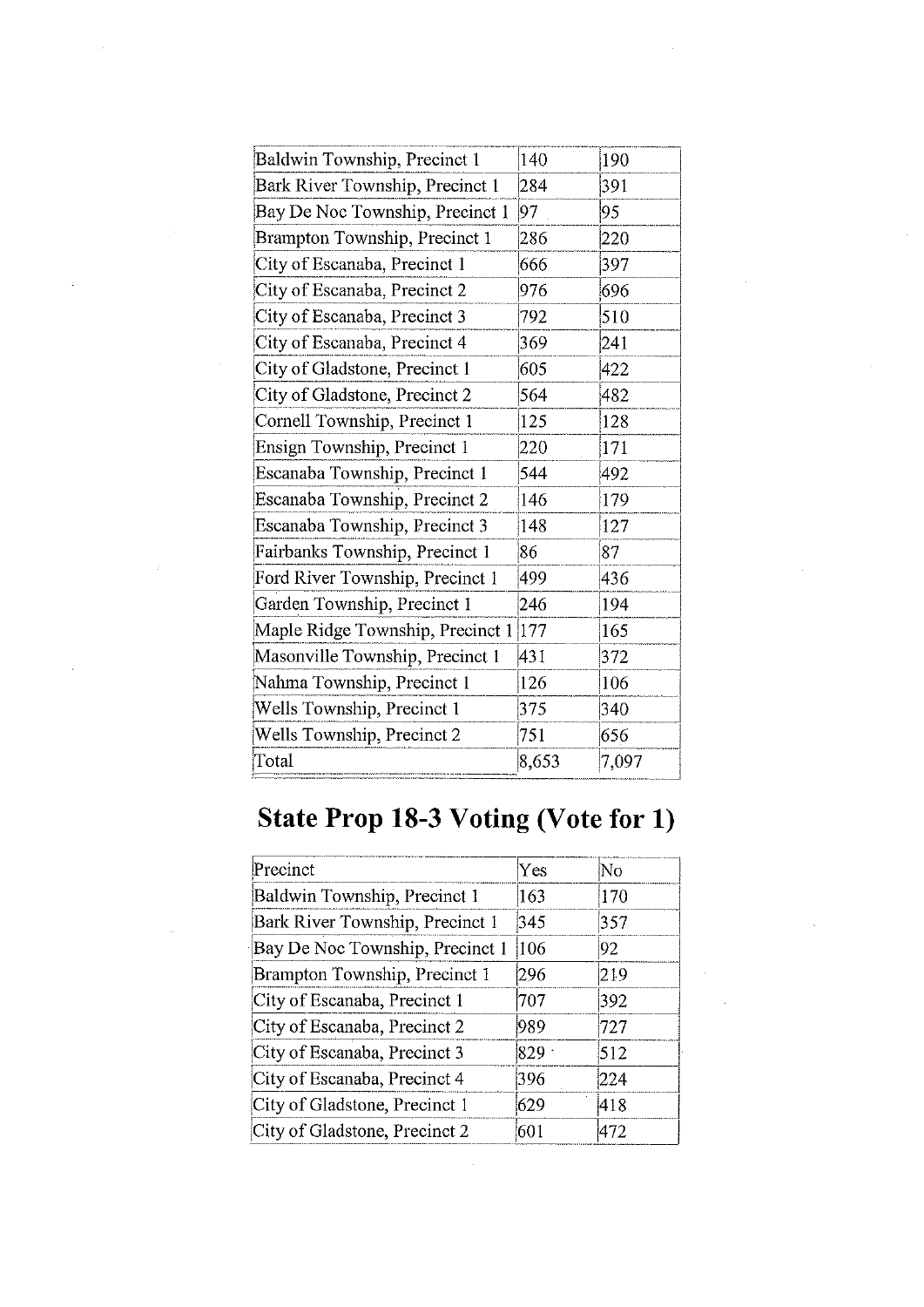| | | |
|---|---|---|
| Baldwin Township, Precinct 1 | 140 | 190 |
| Bark River Township, Precinct 1 | 284 | 391 |
| Bay De Noc Township, Precinct 1 | 97 | 95 |
| Brampton Township, Precinct 1 | 286 | 220 |
| City of Escanaba, Precinct 1 | 666 | 397 |
| City of Escanaba, Precinct 2 | 976 | 696 |
| City of Escanaba, Precinct 3 | 792 | 510 |
| City of Escanaba, Precinct 4 | 369 | 241 |
| City of Gladstone, Precinct 1 | 605 | 422 |
| City of Gladstone, Precinct 2 | 564 | 482 |
| Cornell Township, Precinct 1 | 125 | 128 |
| Ensign Township, Precinct 1 | 220 | 171 |
| Escanaba Township, Precinct 1 | 544 | 492 |
| Escanaba Township, Precinct 2 | 146 | 179 |
| Escanaba Township, Precinct 3 | 148 | 127 |
| Fairbanks Township, Precinct 1 | 86 | 87 |
| Ford River Township, Precinct 1 | 499 | 436 |
| Garden Township, Precinct 1 | 246 | 194 |
| Maple Ridge Township, Precinct 1 | 177 | 165 |
| Masonville Township, Precinct 1 | 431 | 372 |
| Nahma Township, Precinct 1 | 126 | 106 |
| Wells Township, Precinct 1 | 375 | 340 |
| Wells Township, Precinct 2 | 751 | 656 |
| Total | 8,653 | 7,097 |

# State Prop 18-3 Voting (Vote for 1)

| Precinct | Yes | No |
|---|---|---|
| Baldwin Township, Precinct 1 | 163 | 170 |
| Bark River Township, Precinct 1 | 345 | 357 |
| Bay De Noc Township, Precinct 1 | 106 | 92 |
| Brampton Township, Precinct 1 | 296 | 219 |
| City of Escanaba, Precinct 1 | 707 | 392 |
| City of Escanaba, Precinct 2 | 989 | 727 |
| City of Escanaba, Precinct 3 | 829 | 512 |
| City of Escanaba, Precinct 4 | 396 | 224 |
| City of Gladstone, Precinct 1 | 629 | 418 |
| City of Gladstone, Precinct 2 | 601 | 472 |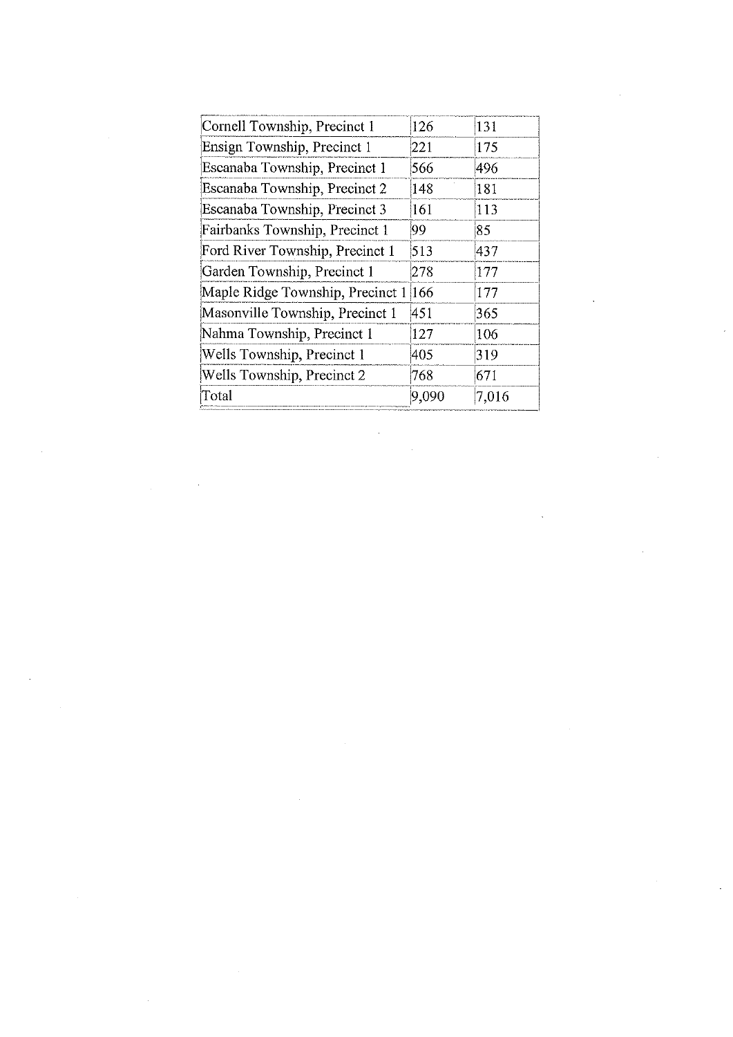| | | |
|---|---|---|
| Cornell Township, Precinct 1 | 126 | 131 |
| Ensign Township, Precinct 1 | 221 | 175 |
| Escanaba Township, Precinct 1 | 566 | 496 |
| Escanaba Township, Precinct 2 | 148 | 181 |
| Escanaba Township, Precinct 3 | 161 | 113 |
| Fairbanks Township, Precinct 1 | 99 | 85 |
| Ford River Township, Precinct 1 | 513 | 437 |
| Garden Township, Precinct 1 | 278 | 177 |
| Maple Ridge Township, Precinct 1 | 166 | 177 |
| Masonville Township, Precinct 1 | 451 | 365 |
| Nahma Township, Precinct 1 | 127 | 106 |
| Wells Township, Precinct 1 | 405 | 319 |
| Wells Township, Precinct 2 | 768 | 671 |
| Total | 9,090 | 7,016 |